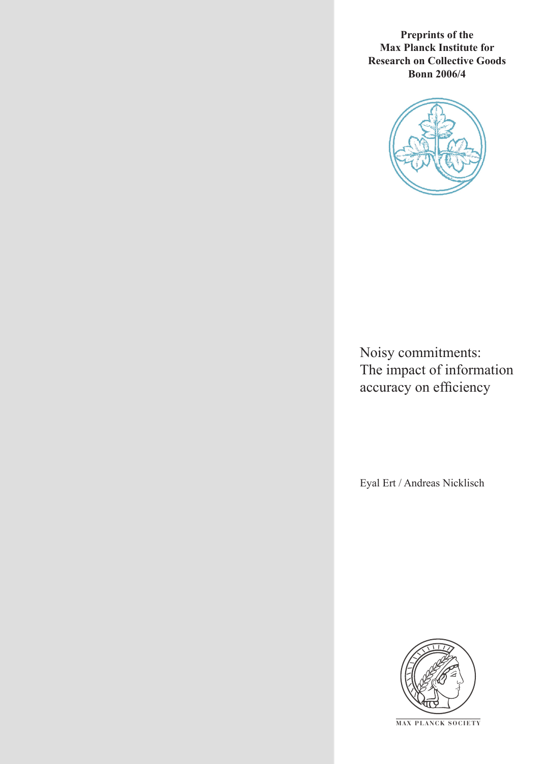**Preprints of the Max Planck Institute for Research on Collective Goods Bonn 2006/4**

# Noisy commitments: The impact of information accuracy on efficiency

Eyal Ert / Andreas Nicklisch

MAX PLANCK SOCIETY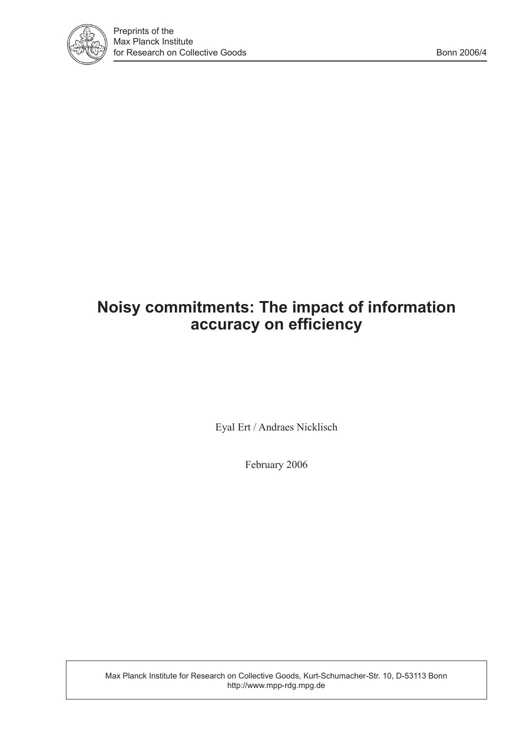# Noisy commitments: The impact of information accuracy on efficiency

Eyal Ert / Andraes Nicklisch

February 2006

Max Planck Institute for Research on Collective Goods, Kurt-Schumacher-Str. 10, D-53113 Bonn
http://www.mpp-rdg.mpg.de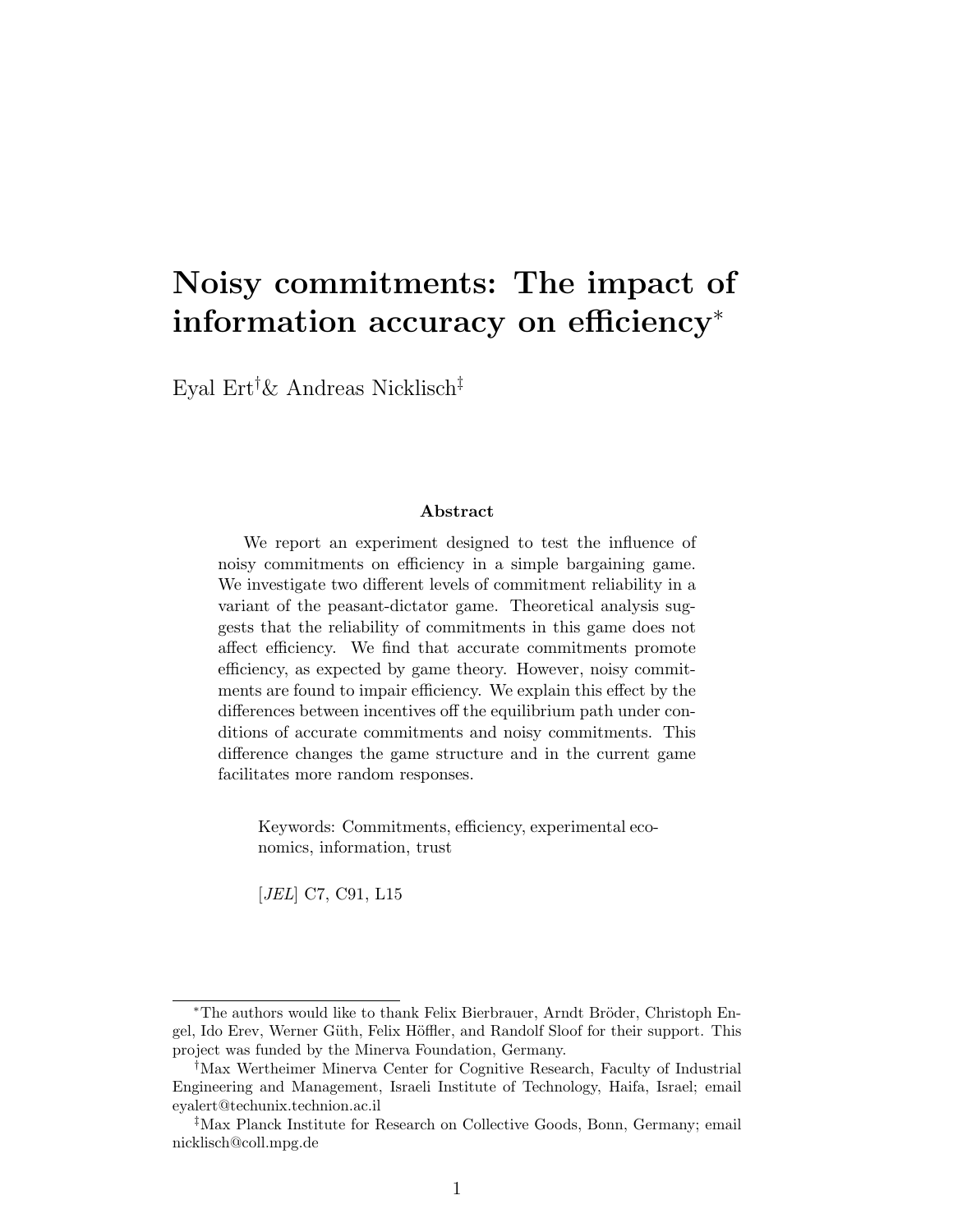# Noisy commitments: The impact of information accuracy on efficiency*

Eyal Ert[†]& Andreas Nicklisch[‡]

### Abstract

We report an experiment designed to test the influence of noisy commitments on efficiency in a simple bargaining game. We investigate two different levels of commitment reliability in a variant of the peasant-dictator game. Theoretical analysis suggests that the reliability of commitments in this game does not affect efficiency. We find that accurate commitments promote efficiency, as expected by game theory. However, noisy commitments are found to impair efficiency. We explain this effect by the differences between incentives off the equilibrium path under conditions of accurate commitments and noisy commitments. This difference changes the game structure and in the current game facilitates more random responses.

Keywords: Commitments, efficiency, experimental economics, information, trust

[*JEL*] C7, C91, L15

---

*The authors would like to thank Felix Bierbrauer, Arndt Bröder, Christoph Engel, Ido Erev, Werner Güth, Felix Höffler, and Randolf Sloof for their support. This project was funded by the Minerva Foundation, Germany.

†Max Wertheimer Minerva Center for Cognitive Research, Faculty of Industrial Engineering and Management, Israeli Institute of Technology, Haifa, Israel; email eyalert@techunix.technion.ac.il

‡Max Planck Institute for Research on Collective Goods, Bonn, Germany; email nicklisch@coll.mpg.de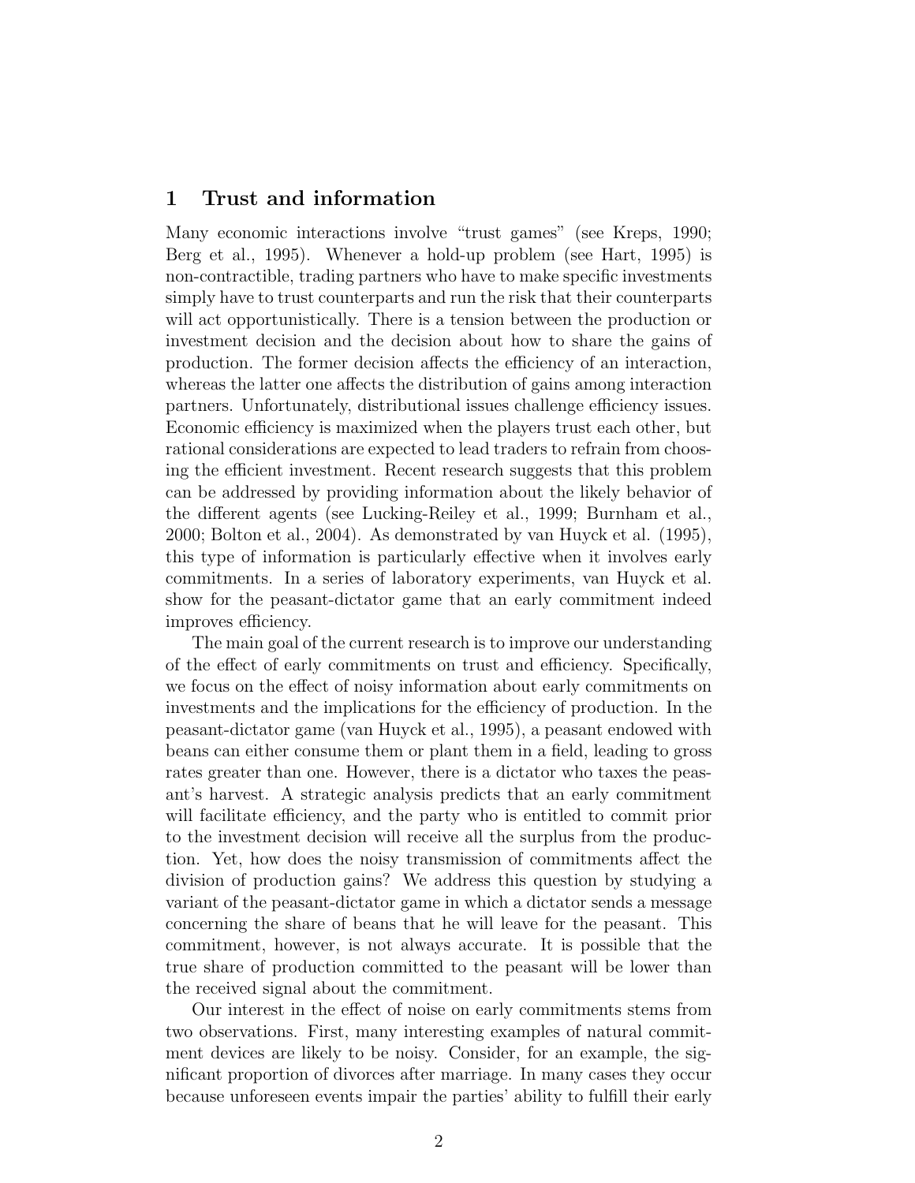# 1 Trust and information

Many economic interactions involve "trust games" (see Kreps, 1990; Berg et al., 1995). Whenever a hold-up problem (see Hart, 1995) is non-contractible, trading partners who have to make specific investments simply have to trust counterparts and run the risk that their counterparts will act opportunistically. There is a tension between the production or investment decision and the decision about how to share the gains of production. The former decision affects the efficiency of an interaction, whereas the latter one affects the distribution of gains among interaction partners. Unfortunately, distributional issues challenge efficiency issues. Economic efficiency is maximized when the players trust each other, but rational considerations are expected to lead traders to refrain from choosing the efficient investment. Recent research suggests that this problem can be addressed by providing information about the likely behavior of the different agents (see Lucking-Reiley et al., 1999; Burnham et al., 2000; Bolton et al., 2004). As demonstrated by van Huyck et al. (1995), this type of information is particularly effective when it involves early commitments. In a series of laboratory experiments, van Huyck et al. show for the peasant-dictator game that an early commitment indeed improves efficiency.

The main goal of the current research is to improve our understanding of the effect of early commitments on trust and efficiency. Specifically, we focus on the effect of noisy information about early commitments on investments and the implications for the efficiency of production. In the peasant-dictator game (van Huyck et al., 1995), a peasant endowed with beans can either consume them or plant them in a field, leading to gross rates greater than one. However, there is a dictator who taxes the peasant's harvest. A strategic analysis predicts that an early commitment will facilitate efficiency, and the party who is entitled to commit prior to the investment decision will receive all the surplus from the production. Yet, how does the noisy transmission of commitments affect the division of production gains? We address this question by studying a variant of the peasant-dictator game in which a dictator sends a message concerning the share of beans that he will leave for the peasant. This commitment, however, is not always accurate. It is possible that the true share of production committed to the peasant will be lower than the received signal about the commitment.

Our interest in the effect of noise on early commitments stems from two observations. First, many interesting examples of natural commitment devices are likely to be noisy. Consider, for an example, the significant proportion of divorces after marriage. In many cases they occur because unforeseen events impair the parties' ability to fulfill their early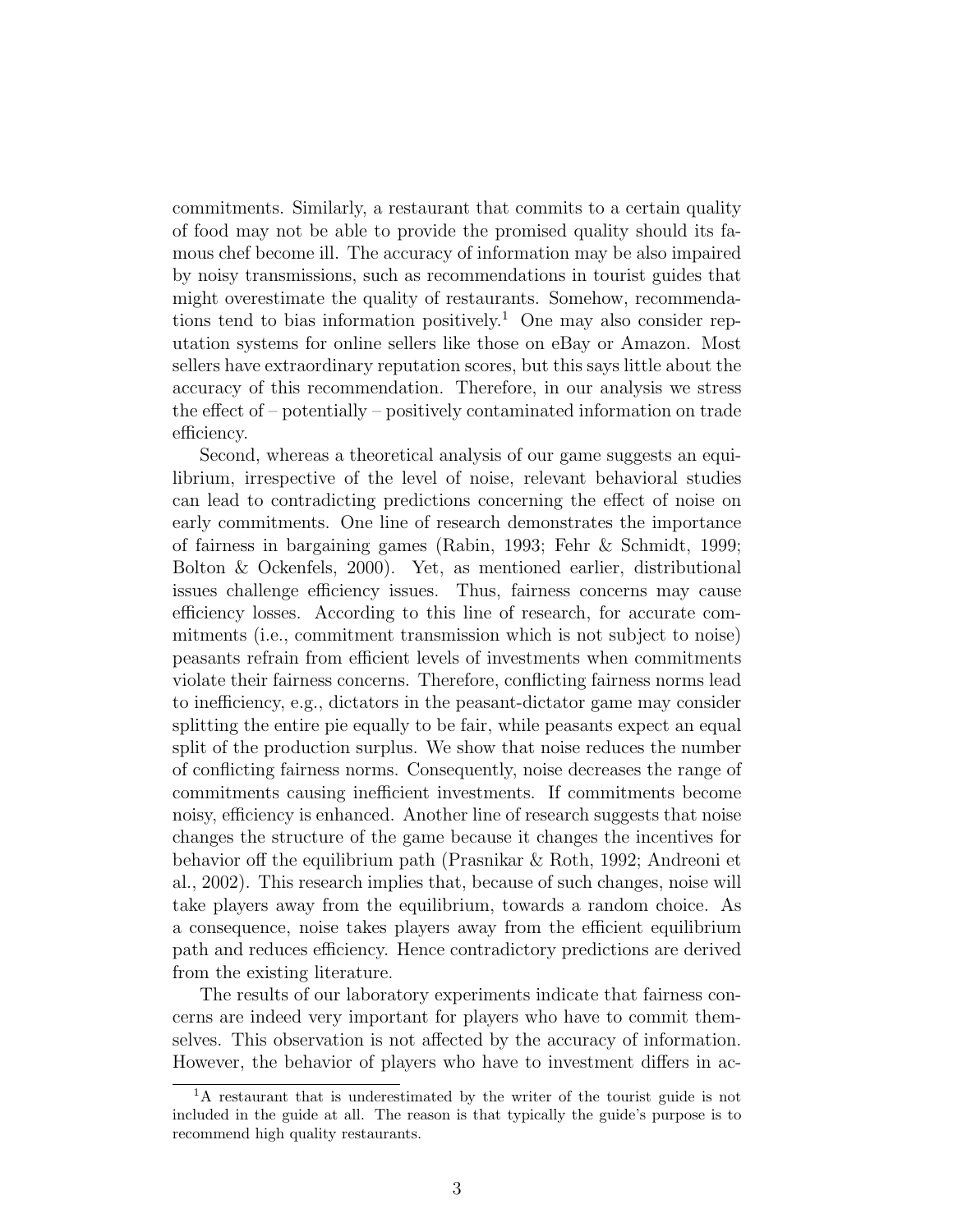commitments. Similarly, a restaurant that commits to a certain quality of food may not be able to provide the promised quality should its famous chef become ill. The accuracy of information may be also impaired by noisy transmissions, such as recommendations in tourist guides that might overestimate the quality of restaurants. Somehow, recommendations tend to bias information positively.[1] One may also consider reputation systems for online sellers like those on eBay or Amazon. Most sellers have extraordinary reputation scores, but this says little about the accuracy of this recommendation. Therefore, in our analysis we stress the effect of – potentially – positively contaminated information on trade efficiency.

Second, whereas a theoretical analysis of our game suggests an equilibrium, irrespective of the level of noise, relevant behavioral studies can lead to contradicting predictions concerning the effect of noise on early commitments. One line of research demonstrates the importance of fairness in bargaining games (Rabin, 1993; Fehr & Schmidt, 1999; Bolton & Ockenfels, 2000). Yet, as mentioned earlier, distributional issues challenge efficiency issues. Thus, fairness concerns may cause efficiency losses. According to this line of research, for accurate commitments (i.e., commitment transmission which is not subject to noise) peasants refrain from efficient levels of investments when commitments violate their fairness concerns. Therefore, conflicting fairness norms lead to inefficiency, e.g., dictators in the peasant-dictator game may consider splitting the entire pie equally to be fair, while peasants expect an equal split of the production surplus. We show that noise reduces the number of conflicting fairness norms. Consequently, noise decreases the range of commitments causing inefficient investments. If commitments become noisy, efficiency is enhanced. Another line of research suggests that noise changes the structure of the game because it changes the incentives for behavior off the equilibrium path (Prasnikar & Roth, 1992; Andreoni et al., 2002). This research implies that, because of such changes, noise will take players away from the equilibrium, towards a random choice. As a consequence, noise takes players away from the efficient equilibrium path and reduces efficiency. Hence contradictory predictions are derived from the existing literature.

The results of our laboratory experiments indicate that fairness concerns are indeed very important for players who have to commit themselves. This observation is not affected by the accuracy of information. However, the behavior of players who have to investment differs in ac-

[1] A restaurant that is underestimated by the writer of the tourist guide is not included in the guide at all. The reason is that typically the guide's purpose is to recommend high quality restaurants.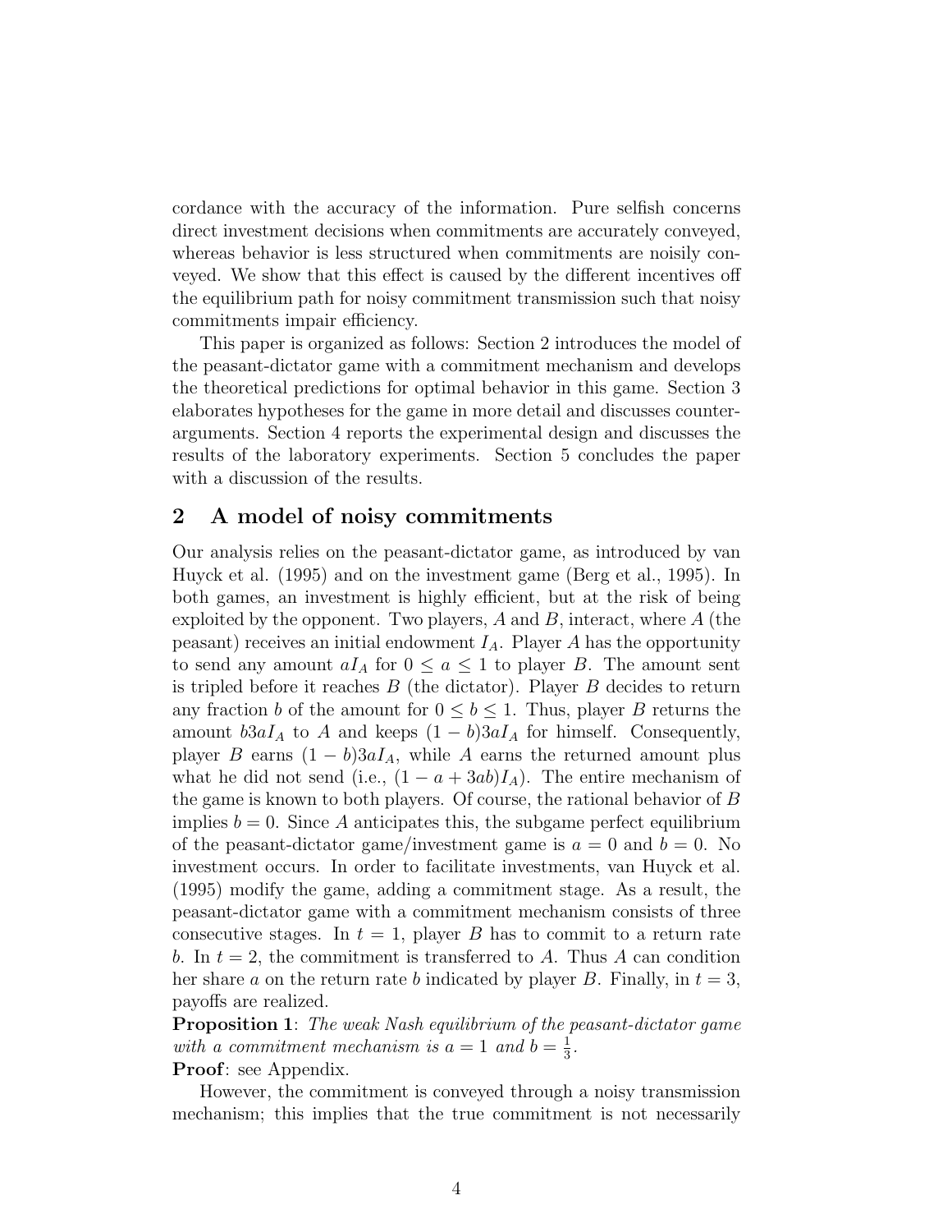cordance with the accuracy of the information. Pure selfish concerns direct investment decisions when commitments are accurately conveyed, whereas behavior is less structured when commitments are noisily conveyed. We show that this effect is caused by the different incentives off the equilibrium path for noisy commitment transmission such that noisy commitments impair efficiency.

This paper is organized as follows: Section 2 introduces the model of the peasant-dictator game with a commitment mechanism and develops the theoretical predictions for optimal behavior in this game. Section 3 elaborates hypotheses for the game in more detail and discusses counterarguments. Section 4 reports the experimental design and discusses the results of the laboratory experiments. Section 5 concludes the paper with a discussion of the results.

## 2 A model of noisy commitments

Our analysis relies on the peasant-dictator game, as introduced by van Huyck et al. (1995) and on the investment game (Berg et al., 1995). In both games, an investment is highly efficient, but at the risk of being exploited by the opponent. Two players, $A$ and $B$, interact, where $A$ (the peasant) receives an initial endowment $I_A$. Player $A$ has the opportunity to send any amount $aI_A$ for $0 \leq a \leq 1$ to player $B$. The amount sent is tripled before it reaches $B$ (the dictator). Player $B$ decides to return any fraction $b$ of the amount for $0 \leq b \leq 1$. Thus, player $B$ returns the amount $b3aI_A$ to $A$ and keeps $(1-b)3aI_A$ for himself. Consequently, player $B$ earns $(1-b)3aI_A$, while $A$ earns the returned amount plus what he did not send (i.e., $(1-a+3ab)I_A$). The entire mechanism of the game is known to both players. Of course, the rational behavior of $B$ implies $b = 0$. Since $A$ anticipates this, the subgame perfect equilibrium of the peasant-dictator game/investment game is $a = 0$ and $b = 0$. No investment occurs. In order to facilitate investments, van Huyck et al. (1995) modify the game, adding a commitment stage. As a result, the peasant-dictator game with a commitment mechanism consists of three consecutive stages. In $t = 1$, player $B$ has to commit to a return rate $b$. In $t = 2$, the commitment is transferred to $A$. Thus $A$ can condition her share $a$ on the return rate $b$ indicated by player $B$. Finally, in $t = 3$, payoffs are realized.

**Proposition 1**: *The weak Nash equilibrium of the peasant-dictator game with a commitment mechanism is* $a = 1$ *and* $b = \frac{1}{3}$.

**Proof**: see Appendix.

However, the commitment is conveyed through a noisy transmission mechanism; this implies that the true commitment is not necessarily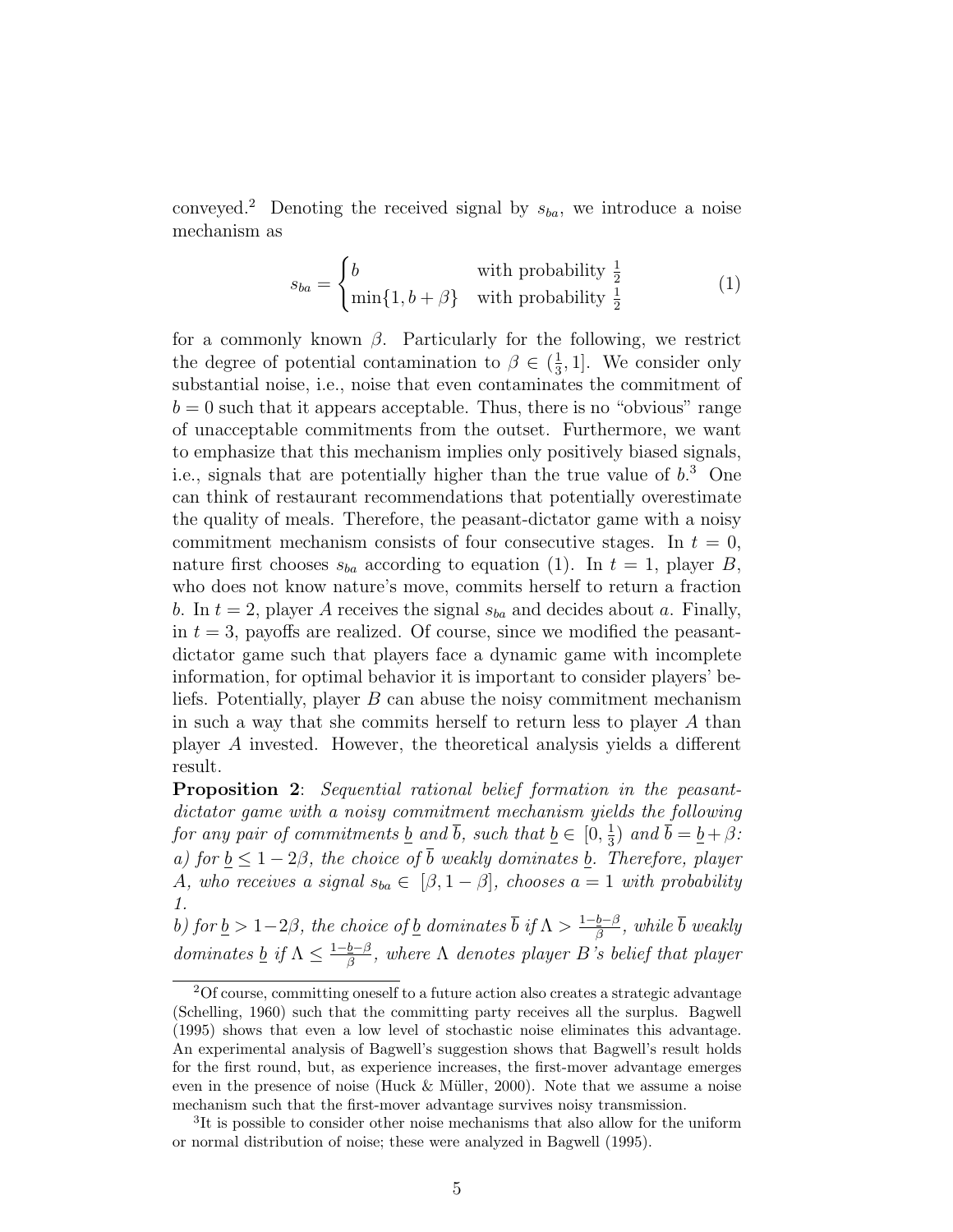conveyed.[2] Denoting the received signal by $s_{ba}$, we introduce a noise mechanism as

$$s_{ba} = \begin{cases} b & \text{with probability } \frac{1}{2} \\ \min\{1, b+\beta\} & \text{with probability } \frac{1}{2} \end{cases} \tag{1}$$

for a commonly known $\beta$. Particularly for the following, we restrict the degree of potential contamination to $\beta \in (\frac{1}{3}, 1]$. We consider only substantial noise, i.e., noise that even contaminates the commitment of $b = 0$ such that it appears acceptable. Thus, there is no "obvious" range of unacceptable commitments from the outset. Furthermore, we want to emphasize that this mechanism implies only positively biased signals, i.e., signals that are potentially higher than the true value of $b$.[3] One can think of restaurant recommendations that potentially overestimate the quality of meals. Therefore, the peasant-dictator game with a noisy commitment mechanism consists of four consecutive stages. In $t = 0$, nature first chooses $s_{ba}$ according to equation (1). In $t = 1$, player $B$, who does not know nature's move, commits herself to return a fraction $b$. In $t = 2$, player $A$ receives the signal $s_{ba}$ and decides about $a$. Finally, in $t = 3$, payoffs are realized. Of course, since we modified the peasant-dictator game such that players face a dynamic game with incomplete information, for optimal behavior it is important to consider players' beliefs. Potentially, player $B$ can abuse the noisy commitment mechanism in such a way that she commits herself to return less to player $A$ than player $A$ invested. However, the theoretical analysis yields a different result.

**Proposition 2**: *Sequential rational belief formation in the peasant-dictator game with a noisy commitment mechanism yields the following for any pair of commitments $\underline{b}$ and $\overline{b}$, such that $\underline{b} \in [0, \frac{1}{3})$ and $\overline{b} = \underline{b} + \beta$:*
*a) for $\underline{b} \leq 1 - 2\beta$, the choice of $\overline{b}$ weakly dominates $\underline{b}$. Therefore, player $A$, who receives a signal $s_{ba} \in [\beta, 1 - \beta]$, chooses $a = 1$ with probability 1.*
*b) for $\underline{b} > 1 - 2\beta$, the choice of $\underline{b}$ dominates $\overline{b}$ if $\Lambda > \frac{1-\underline{b}-\beta}{\beta}$, while $\overline{b}$ weakly dominates $\underline{b}$ if $\Lambda \leq \frac{1-\underline{b}-\beta}{\beta}$, where $\Lambda$ denotes player $B$'s belief that player*

[2] Of course, committing oneself to a future action also creates a strategic advantage (Schelling, 1960) such that the committing party receives all the surplus. Bagwell (1995) shows that even a low level of stochastic noise eliminates this advantage. An experimental analysis of Bagwell's suggestion shows that Bagwell's result holds for the first round, but, as experience increases, the first-mover advantage emerges even in the presence of noise (Huck & Müller, 2000). Note that we assume a noise mechanism such that the first-mover advantage survives noisy transmission.

[3] It is possible to consider other noise mechanisms that also allow for the uniform or normal distribution of noise; these were analyzed in Bagwell (1995).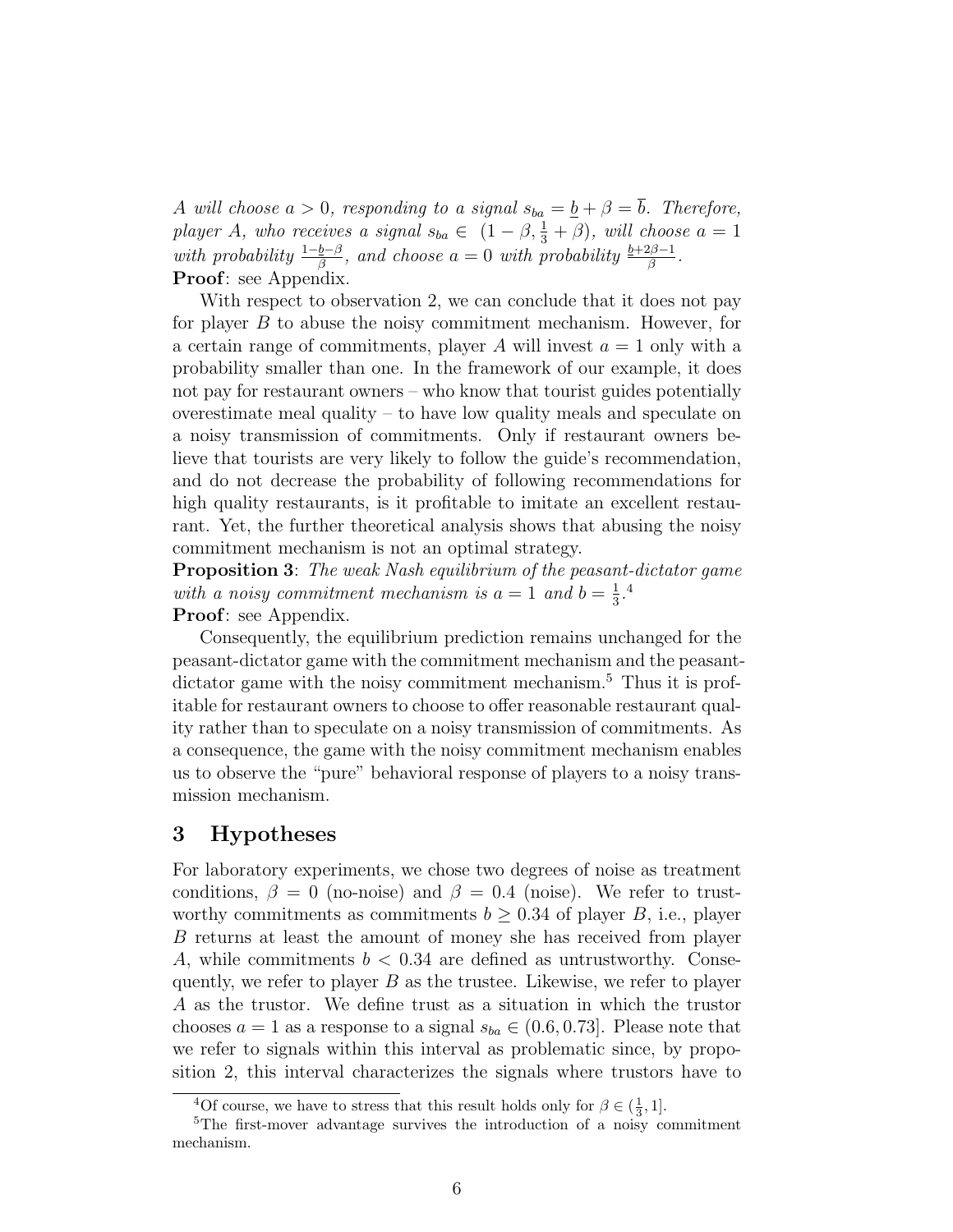*A will choose $a > 0$, responding to a signal $s_{ba} = \underline{b} + \beta = \overline{b}$. Therefore, player A, who receives a signal $s_{ba} \in (1 - \beta, \frac{1}{3} + \beta)$, will choose $a = 1$ with probability $\frac{1-b-\beta}{\beta}$, and choose $a = 0$ with probability $\frac{b+2\beta-1}{\beta}$.*
**Proof**: see Appendix.

With respect to observation 2, we can conclude that it does not pay for player $B$ to abuse the noisy commitment mechanism. However, for a certain range of commitments, player $A$ will invest $a = 1$ only with a probability smaller than one. In the framework of our example, it does not pay for restaurant owners – who know that tourist guides potentially overestimate meal quality – to have low quality meals and speculate on a noisy transmission of commitments. Only if restaurant owners believe that tourists are very likely to follow the guide's recommendation, and do not decrease the probability of following recommendations for high quality restaurants, is it profitable to imitate an excellent restaurant. Yet, the further theoretical analysis shows that abusing the noisy commitment mechanism is not an optimal strategy.

**Proposition 3**: *The weak Nash equilibrium of the peasant-dictator game with a noisy commitment mechanism is $a = 1$ and $b = \frac{1}{3}$.*[4]
**Proof**: see Appendix.

Consequently, the equilibrium prediction remains unchanged for the peasant-dictator game with the commitment mechanism and the peasant-dictator game with the noisy commitment mechanism.[5] Thus it is profitable for restaurant owners to choose to offer reasonable restaurant quality rather than to speculate on a noisy transmission of commitments. As a consequence, the game with the noisy commitment mechanism enables us to observe the "pure" behavioral response of players to a noisy transmission mechanism.

## 3 Hypotheses

For laboratory experiments, we chose two degrees of noise as treatment conditions, $\beta = 0$ (no-noise) and $\beta = 0.4$ (noise). We refer to trustworthy commitments as commitments $b \geq 0.34$ of player $B$, i.e., player $B$ returns at least the amount of money she has received from player $A$, while commitments $b < 0.34$ are defined as untrustworthy. Consequently, we refer to player $B$ as the trustee. Likewise, we refer to player $A$ as the trustor. We define trust as a situation in which the trustor chooses $a = 1$ as a response to a signal $s_{ba} \in (0.6, 0.73]$. Please note that we refer to signals within this interval as problematic since, by proposition 2, this interval characterizes the signals where trustors have to

[4] Of course, we have to stress that this result holds only for $\beta \in (\frac{1}{3}, 1]$.

[5] The first-mover advantage survives the introduction of a noisy commitment mechanism.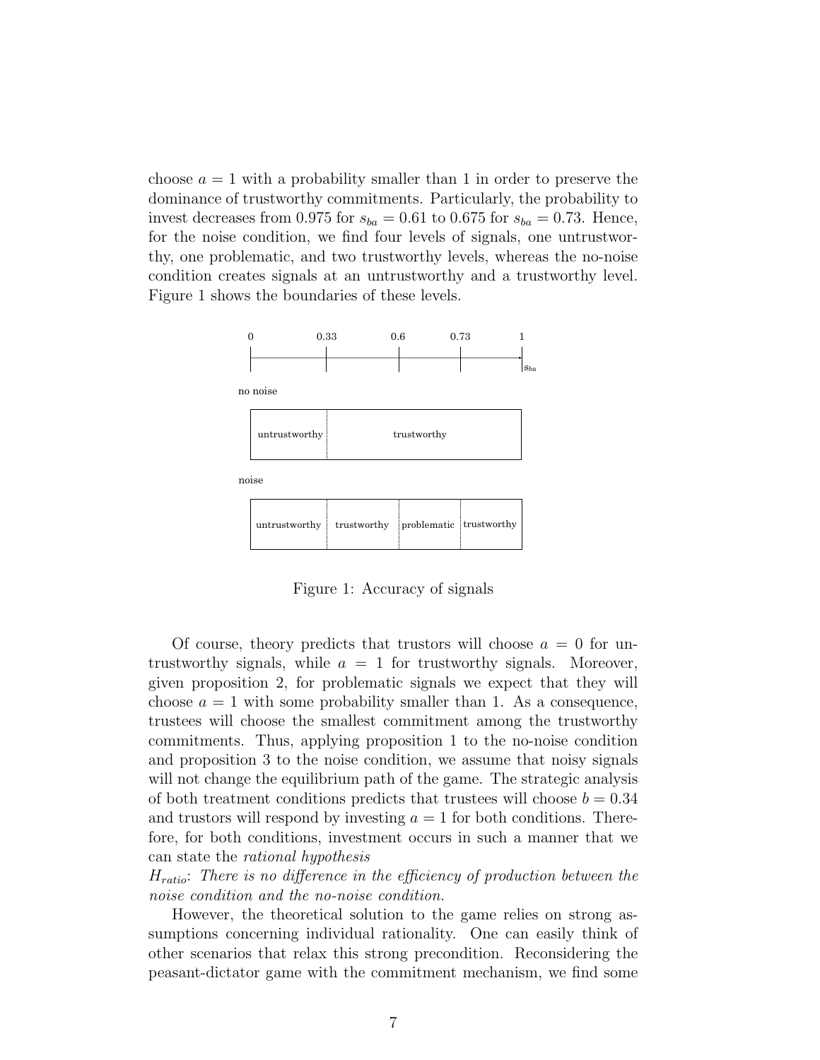choose $a = 1$ with a probability smaller than 1 in order to preserve the dominance of trustworthy commitments. Particularly, the probability to invest decreases from 0.975 for $s_{ba} = 0.61$ to 0.675 for $s_{ba} = 0.73$. Hence, for the noise condition, we find four levels of signals, one untrustworthy, one problematic, and two trustworthy levels, whereas the no-noise condition creates signals at an untrustworthy and a trustworthy level. Figure 1 shows the boundaries of these levels.

| $s_{ba}$ | 0 – 0.33 | 0.33 – 0.6 | 0.6 – 0.73 | 0.73 – 1 |
|---|---|---|---|---|
| no noise | untrustworthy | trustworthy | trustworthy | trustworthy |
| noise | untrustworthy | trustworthy | problematic | trustworthy |

Figure 1: Accuracy of signals

Of course, theory predicts that trustors will choose $a = 0$ for untrustworthy signals, while $a = 1$ for trustworthy signals. Moreover, given proposition 2, for problematic signals we expect that they will choose $a = 1$ with some probability smaller than 1. As a consequence, trustees will choose the smallest commitment among the trustworthy commitments. Thus, applying proposition 1 to the no-noise condition and proposition 3 to the noise condition, we assume that noisy signals will not change the equilibrium path of the game. The strategic analysis of both treatment conditions predicts that trustees will choose $b = 0.34$ and trustors will respond by investing $a = 1$ for both conditions. Therefore, for both conditions, investment occurs in such a manner that we can state the *rational hypothesis*

$H_{ratio}$: *There is no difference in the efficiency of production between the noise condition and the no-noise condition.*

However, the theoretical solution to the game relies on strong assumptions concerning individual rationality. One can easily think of other scenarios that relax this strong precondition. Reconsidering the peasant-dictator game with the commitment mechanism, we find some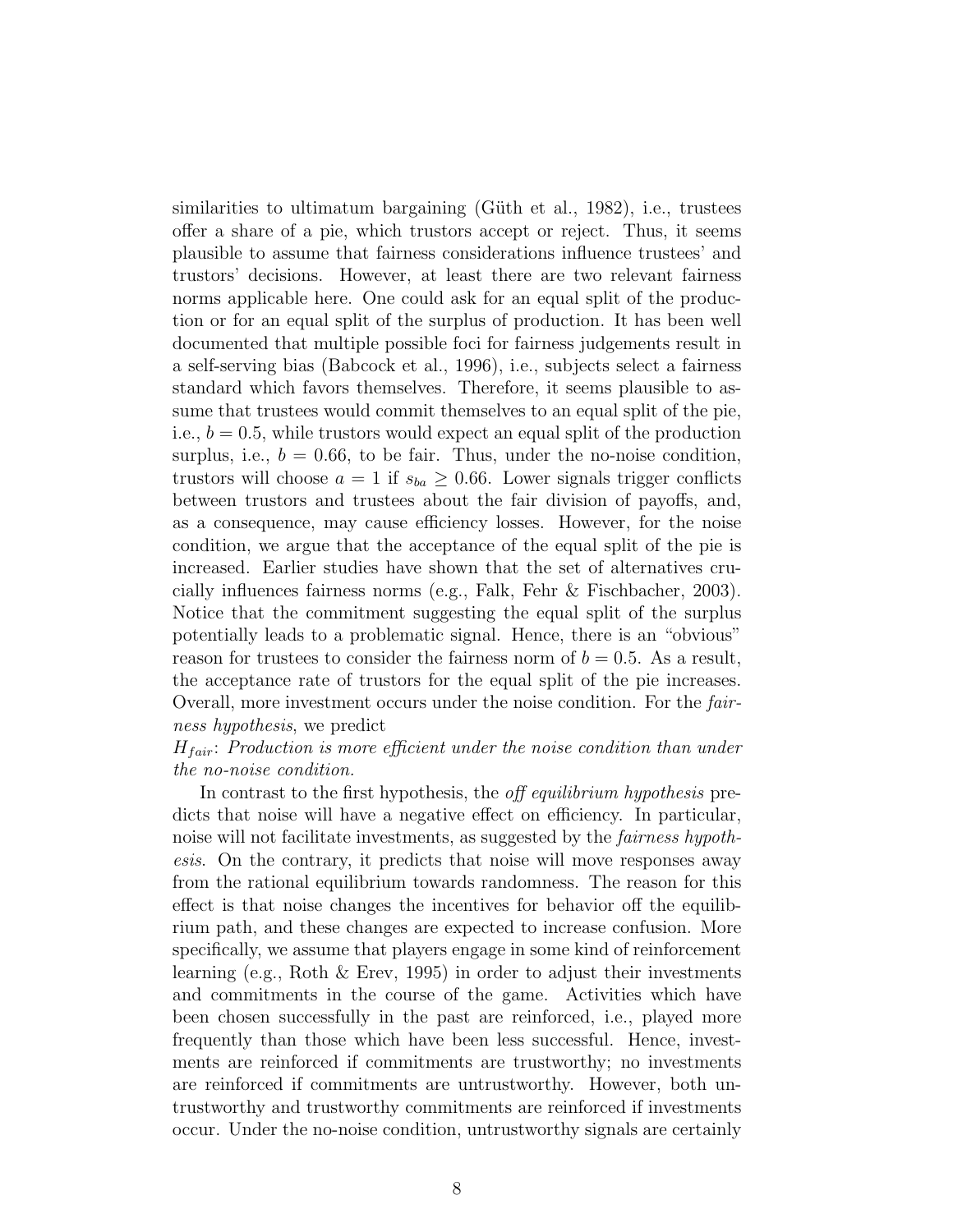similarities to ultimatum bargaining (Güth et al., 1982), i.e., trustees offer a share of a pie, which trustors accept or reject. Thus, it seems plausible to assume that fairness considerations influence trustees' and trustors' decisions. However, at least there are two relevant fairness norms applicable here. One could ask for an equal split of the production or for an equal split of the surplus of production. It has been well documented that multiple possible foci for fairness judgements result in a self-serving bias (Babcock et al., 1996), i.e., subjects select a fairness standard which favors themselves. Therefore, it seems plausible to assume that trustees would commit themselves to an equal split of the pie, i.e., $b = 0.5$, while trustors would expect an equal split of the production surplus, i.e., $b = 0.66$, to be fair. Thus, under the no-noise condition, trustors will choose $a = 1$ if $s_{ba} \geq 0.66$. Lower signals trigger conflicts between trustors and trustees about the fair division of payoffs, and, as a consequence, may cause efficiency losses. However, for the noise condition, we argue that the acceptance of the equal split of the pie is increased. Earlier studies have shown that the set of alternatives crucially influences fairness norms (e.g., Falk, Fehr & Fischbacher, 2003). Notice that the commitment suggesting the equal split of the surplus potentially leads to a problematic signal. Hence, there is an "obvious" reason for trustees to consider the fairness norm of $b = 0.5$. As a result, the acceptance rate of trustors for the equal split of the pie increases. Overall, more investment occurs under the noise condition. For the *fairness hypothesis*, we predict

$H_{fair}$: *Production is more efficient under the noise condition than under the no-noise condition.*

In contrast to the first hypothesis, the *off equilibrium hypothesis* predicts that noise will have a negative effect on efficiency. In particular, noise will not facilitate investments, as suggested by the *fairness hypothesis*. On the contrary, it predicts that noise will move responses away from the rational equilibrium towards randomness. The reason for this effect is that noise changes the incentives for behavior off the equilibrium path, and these changes are expected to increase confusion. More specifically, we assume that players engage in some kind of reinforcement learning (e.g., Roth & Erev, 1995) in order to adjust their investments and commitments in the course of the game. Activities which have been chosen successfully in the past are reinforced, i.e., played more frequently than those which have been less successful. Hence, investments are reinforced if commitments are trustworthy; no investments are reinforced if commitments are untrustworthy. However, both untrustworthy and trustworthy commitments are reinforced if investments occur. Under the no-noise condition, untrustworthy signals are certainly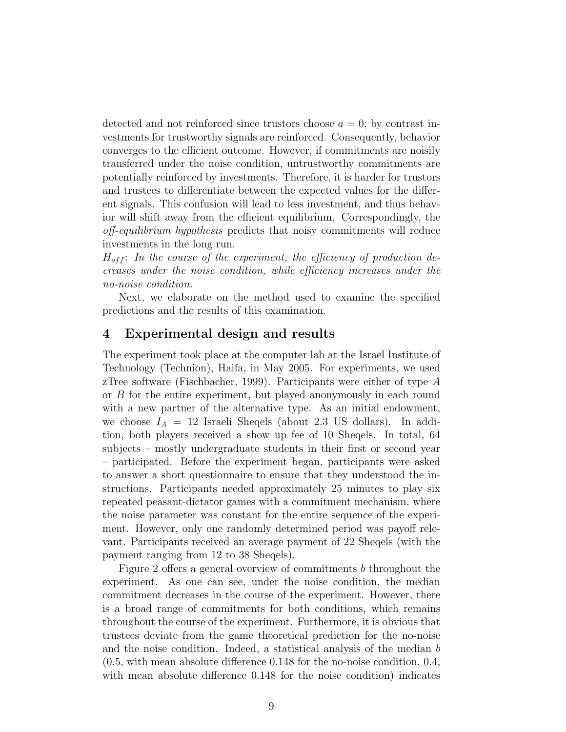detected and not reinforced since trustors choose $a = 0$; by contrast investments for trustworthy signals are reinforced. Consequently, behavior converges to the efficient outcome. However, if commitments are noisily transferred under the noise condition, untrustworthy commitments are potentially reinforced by investments. Therefore, it is harder for trustors and trustees to differentiate between the expected values for the different signals. This confusion will lead to less investment, and thus behavior will shift away from the efficient equilibrium. Correspondingly, the *off-equilibrium hypothesis* predicts that noisy commitments will reduce investments in the long run.

$H_{off}$: *In the course of the experiment, the efficiency of production decreases under the noise condition, while efficiency increases under the no-noise condition.*

Next, we elaborate on the method used to examine the specified predictions and the results of this examination.

## 4 Experimental design and results

The experiment took place at the computer lab at the Israel Institute of Technology (Technion), Haifa, in May 2005. For experiments, we used zTree software (Fischbacher, 1999). Participants were either of type $A$ or $B$ for the entire experiment, but played anonymously in each round with a new partner of the alternative type. As an initial endowment, we choose $I_A = 12$ Israeli Sheqels (about 2.3 US dollars). In addition, both players received a show up fee of 10 Sheqels. In total, 64 subjects – mostly undergraduate students in their first or second year – participated. Before the experiment began, participants were asked to answer a short questionnaire to ensure that they understood the instructions. Participants needed approximately 25 minutes to play six repeated peasant-dictator games with a commitment mechanism, where the noise parameter was constant for the entire sequence of the experiment. However, only one randomly determined period was payoff relevant. Participants received an average payment of 22 Sheqels (with the payment ranging from 12 to 38 Sheqels).

Figure 2 offers a general overview of commitments $b$ throughout the experiment. As one can see, under the noise condition, the median commitment decreases in the course of the experiment. However, there is a broad range of commitments for both conditions, which remains throughout the course of the experiment. Furthermore, it is obvious that trustees deviate from the game theoretical prediction for the no-noise and the noise condition. Indeed, a statistical analysis of the median $b$ (0.5, with mean absolute difference 0.148 for the no-noise condition, 0.4, with mean absolute difference 0.148 for the noise condition) indicates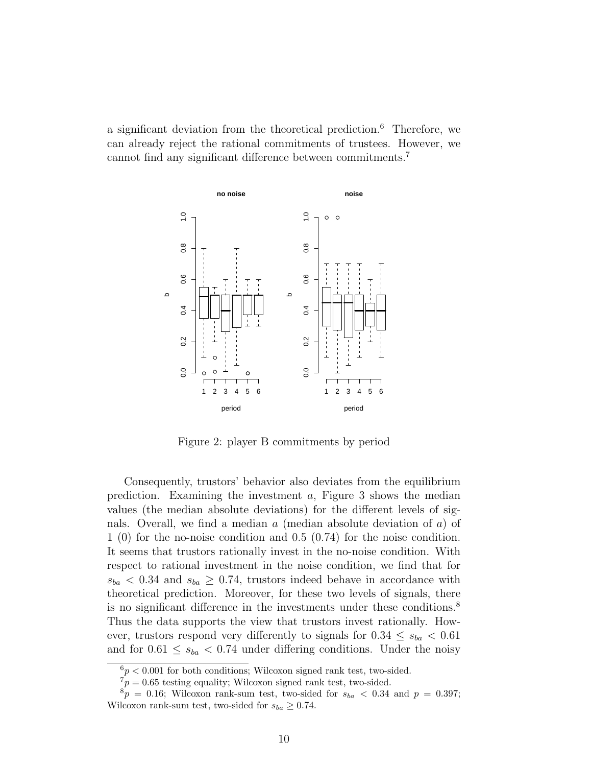a significant deviation from the theoretical prediction.[6] Therefore, we can already reject the rational commitments of trustees. However, we cannot find any significant difference between commitments.[7]

Figure 2: player B commitments by period

Consequently, trustors' behavior also deviates from the equilibrium prediction. Examining the investment $a$, Figure 3 shows the median values (the median absolute deviations) for the different levels of signals. Overall, we find a median $a$ (median absolute deviation of $a$) of 1 (0) for the no-noise condition and 0.5 (0.74) for the noise condition. It seems that trustors rationally invest in the no-noise condition. With respect to rational investment in the noise condition, we find that for $s_{ba} < 0.34$ and $s_{ba} \geq 0.74$, trustors indeed behave in accordance with theoretical prediction. Moreover, for these two levels of signals, there is no significant difference in the investments under these conditions.[8] Thus the data supports the view that trustors invest rationally. However, trustors respond very differently to signals for $0.34 \leq s_{ba} < 0.61$ and for $0.61 \leq s_{ba} < 0.74$ under differing conditions. Under the noisy

[6] $p < 0.001$ for both conditions; Wilcoxon signed rank test, two-sided.

[7] $p = 0.65$ testing equality; Wilcoxon signed rank test, two-sided.

[8] $p = 0.16$; Wilcoxon rank-sum test, two-sided for $s_{ba} < 0.34$ and $p = 0.397$; Wilcoxon rank-sum test, two-sided for $s_{ba} \geq 0.74$.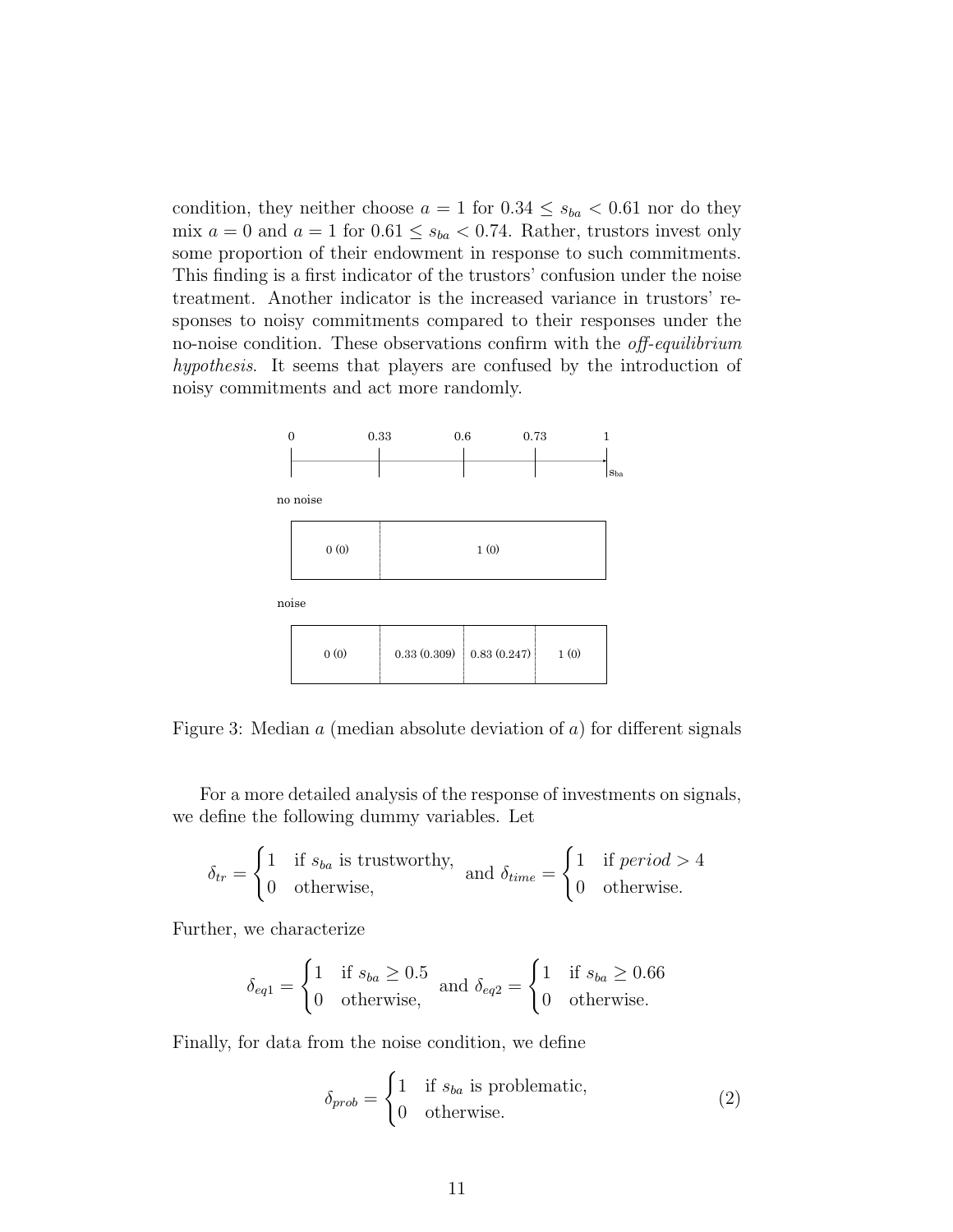condition, they neither choose $a = 1$ for $0.34 \leq s_{ba} < 0.61$ nor do they mix $a = 0$ and $a = 1$ for $0.61 \leq s_{ba} < 0.74$. Rather, trustors invest only some proportion of their endowment in response to such commitments. This finding is a first indicator of the trustors' confusion under the noise treatment. Another indicator is the increased variance in trustors' responses to noisy commitments compared to their responses under the no-noise condition. These observations confirm with the *off-equilibrium hypothesis*. It seems that players are confused by the introduction of noisy commitments and act more randomly.

| $s_{ba}$ | 0 – 0.33 | 0.33 – 0.6 | 0.6 – 0.73 | 0.73 – 1 |
|---|---|---|---|---|
| no noise | 0 (0) | 1 (0) | | |
| noise | 0 (0) | 0.33 (0.309) | 0.83 (0.247) | 1 (0) |

Figure 3: Median $a$ (median absolute deviation of $a$) for different signals

For a more detailed analysis of the response of investments on signals, we define the following dummy variables. Let

$$\delta_{tr} = \begin{cases} 1 & \text{if } s_{ba} \text{ is trustworthy,} \\ 0 & \text{otherwise,} \end{cases} \quad \text{and } \delta_{time} = \begin{cases} 1 & \text{if } \textit{period} > 4 \\ 0 & \text{otherwise.} \end{cases}$$

Further, we characterize

$$\delta_{eq1} = \begin{cases} 1 & \text{if } s_{ba} \geq 0.5 \\ 0 & \text{otherwise,} \end{cases} \quad \text{and } \delta_{eq2} = \begin{cases} 1 & \text{if } s_{ba} \geq 0.66 \\ 0 & \text{otherwise.} \end{cases}$$

Finally, for data from the noise condition, we define

$$\delta_{prob} = \begin{cases} 1 & \text{if } s_{ba} \text{ is problematic,} \\ 0 & \text{otherwise.} \end{cases} \tag{2}$$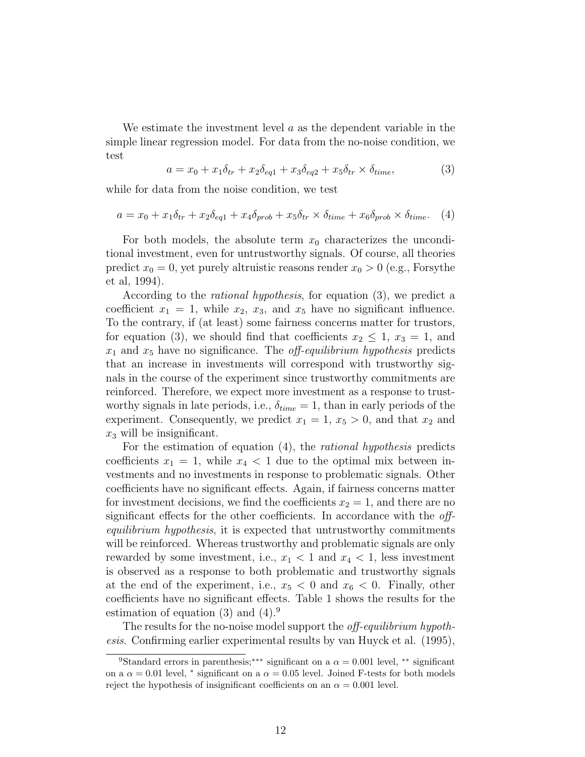We estimate the investment level $a$ as the dependent variable in the simple linear regression model. For data from the no-noise condition, we test

$$a = x_0 + x_1\delta_{tr} + x_2\delta_{eq1} + x_3\delta_{eq2} + x_5\delta_{tr} \times \delta_{time}, \tag{3}$$

while for data from the noise condition, we test

$$a = x_0 + x_1\delta_{tr} + x_2\delta_{eq1} + x_4\delta_{prob} + x_5\delta_{tr} \times \delta_{time} + x_6\delta_{prob} \times \delta_{time}. \tag{4}$$

For both models, the absolute term $x_0$ characterizes the unconditional investment, even for untrustworthy signals. Of course, all theories predict $x_0 = 0$, yet purely altruistic reasons render $x_0 > 0$ (e.g., Forsythe et al, 1994).

According to the *rational hypothesis*, for equation (3), we predict a coefficient $x_1 = 1$, while $x_2$, $x_3$, and $x_5$ have no significant influence. To the contrary, if (at least) some fairness concerns matter for trustors, for equation (3), we should find that coefficients $x_2 \leq 1$, $x_3 = 1$, and $x_1$ and $x_5$ have no significance. The *off-equilibrium hypothesis* predicts that an increase in investments will correspond with trustworthy signals in the course of the experiment since trustworthy commitments are reinforced. Therefore, we expect more investment as a response to trustworthy signals in late periods, i.e., $\delta_{time} = 1$, than in early periods of the experiment. Consequently, we predict $x_1 = 1$, $x_5 > 0$, and that $x_2$ and $x_3$ will be insignificant.

For the estimation of equation (4), the *rational hypothesis* predicts coefficients $x_1 = 1$, while $x_4 < 1$ due to the optimal mix between investments and no investments in response to problematic signals. Other coefficients have no significant effects. Again, if fairness concerns matter for investment decisions, we find the coefficients $x_2 = 1$, and there are no significant effects for the other coefficients. In accordance with the *off-equilibrium hypothesis*, it is expected that untrustworthy commitments will be reinforced. Whereas trustworthy and problematic signals are only rewarded by some investment, i.e., $x_1 < 1$ and $x_4 < 1$, less investment is observed as a response to both problematic and trustworthy signals at the end of the experiment, i.e., $x_5 < 0$ and $x_6 < 0$. Finally, other coefficients have no significant effects. Table 1 shows the results for the estimation of equation (3) and (4).[9]

The results for the no-noise model support the *off-equilibrium hypothesis*. Confirming earlier experimental results by van Huyck et al. (1995),

[9]Standard errors in parenthesis;*** significant on a $\alpha = 0.001$ level, ** significant on a $\alpha = 0.01$ level, * significant on a $\alpha = 0.05$ level. Joined F-tests for both models reject the hypothesis of insignificant coefficients on an $\alpha = 0.001$ level.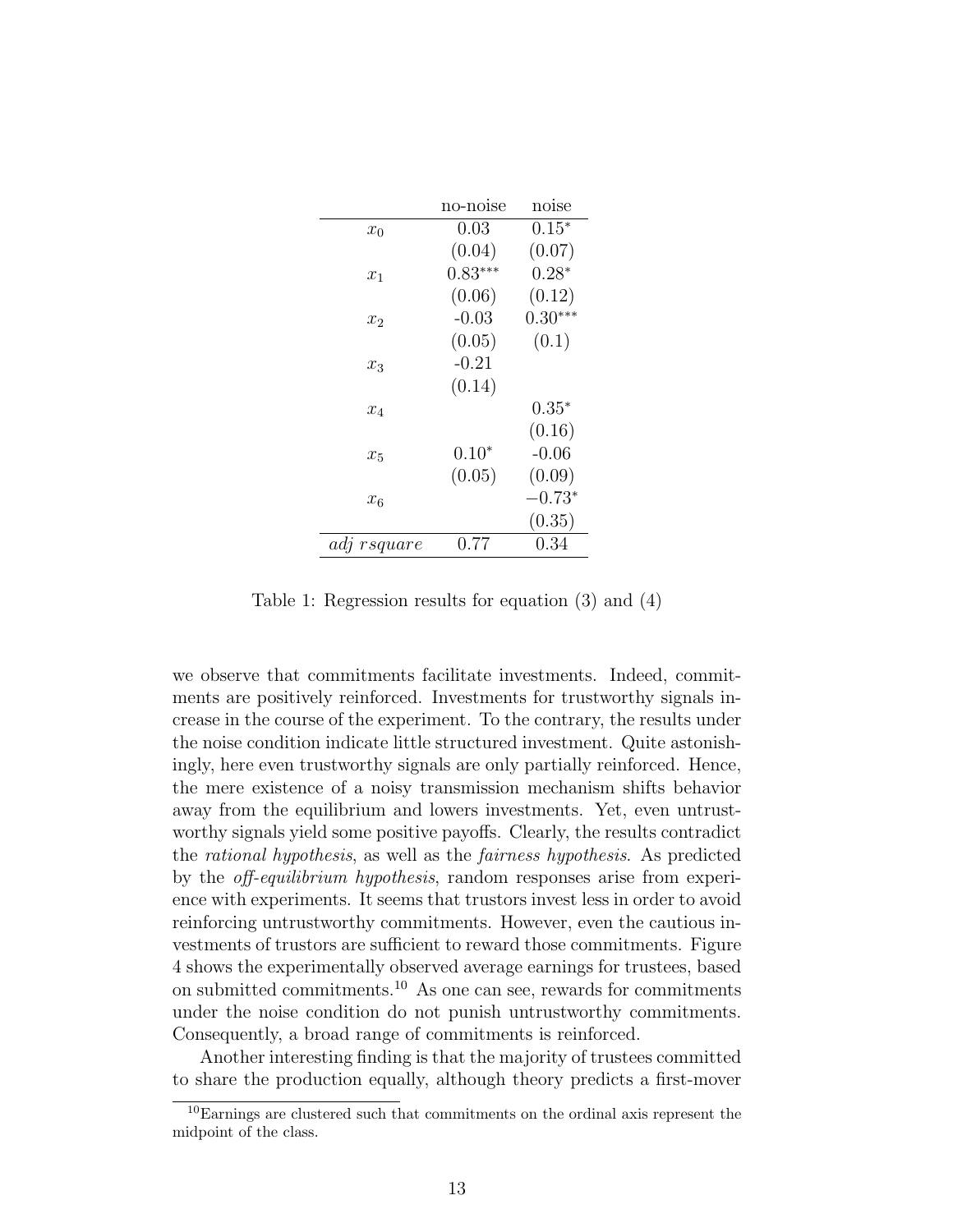| | no-noise | noise |
|---|---|---|
| $x_0$ | 0.03 | $0.15^{*}$ |
| | (0.04) | (0.07) |
| $x_1$ | $0.83^{***}$ | $0.28^{*}$ |
| | (0.06) | (0.12) |
| $x_2$ | -0.03 | $0.30^{***}$ |
| | (0.05) | (0.1) |
| $x_3$ | -0.21 | |
| | (0.14) | |
| $x_4$ | | $0.35^{*}$ |
| | | (0.16) |
| $x_5$ | $0.10^{*}$ | -0.06 |
| | (0.05) | (0.09) |
| $x_6$ | | $-0.73^{*}$ |
| | | (0.35) |
| *adj rsquare* | 0.77 | 0.34 |

Table 1: Regression results for equation (3) and (4)

we observe that commitments facilitate investments. Indeed, commitments are positively reinforced. Investments for trustworthy signals increase in the course of the experiment. To the contrary, the results under the noise condition indicate little structured investment. Quite astonishingly, here even trustworthy signals are only partially reinforced. Hence, the mere existence of a noisy transmission mechanism shifts behavior away from the equilibrium and lowers investments. Yet, even untrustworthy signals yield some positive payoffs. Clearly, the results contradict the *rational hypothesis*, as well as the *fairness hypothesis*. As predicted by the *off-equilibrium hypothesis*, random responses arise from experience with experiments. It seems that trustors invest less in order to avoid reinforcing untrustworthy commitments. However, even the cautious investments of trustors are sufficient to reward those commitments. Figure 4 shows the experimentally observed average earnings for trustees, based on submitted commitments.[10] As one can see, rewards for commitments under the noise condition do not punish untrustworthy commitments. Consequently, a broad range of commitments is reinforced.

Another interesting finding is that the majority of trustees committed to share the production equally, although theory predicts a first-mover

[10]Earnings are clustered such that commitments on the ordinal axis represent the midpoint of the class.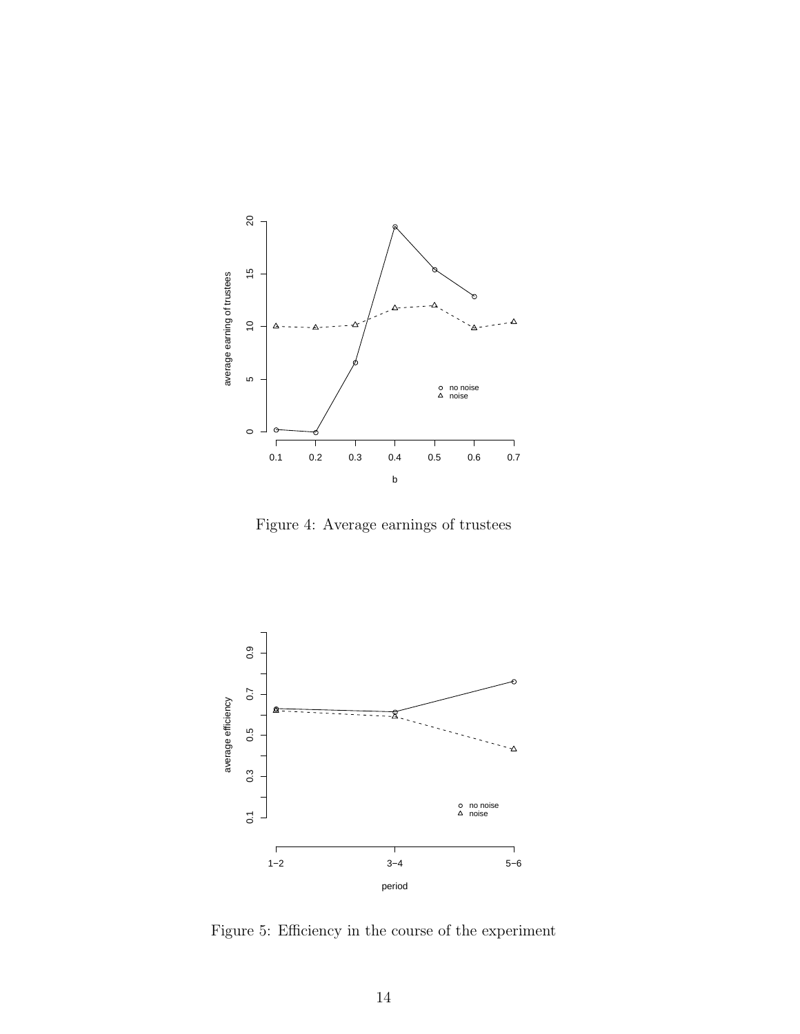Figure 4: Average earnings of trustees

Figure 5: Efficiency in the course of the experiment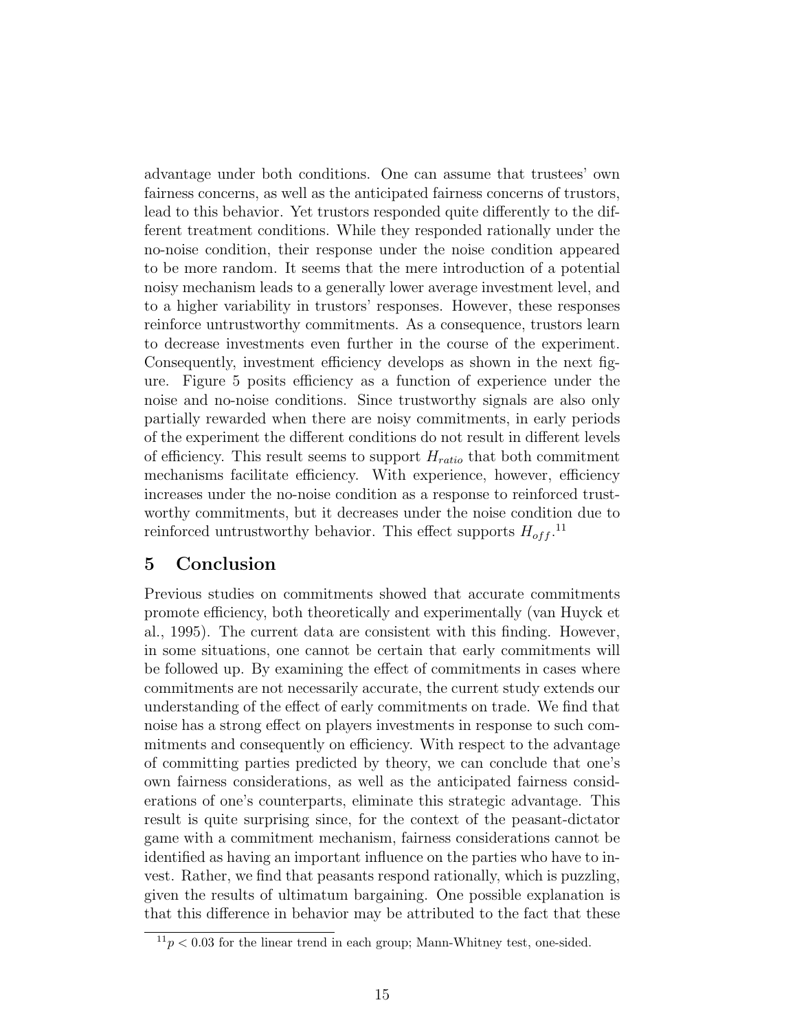advantage under both conditions. One can assume that trustees' own fairness concerns, as well as the anticipated fairness concerns of trustors, lead to this behavior. Yet trustors responded quite differently to the different treatment conditions. While they responded rationally under the no-noise condition, their response under the noise condition appeared to be more random. It seems that the mere introduction of a potential noisy mechanism leads to a generally lower average investment level, and to a higher variability in trustors' responses. However, these responses reinforce untrustworthy commitments. As a consequence, trustors learn to decrease investments even further in the course of the experiment. Consequently, investment efficiency develops as shown in the next figure. Figure 5 posits efficiency as a function of experience under the noise and no-noise conditions. Since trustworthy signals are also only partially rewarded when there are noisy commitments, in early periods of the experiment the different conditions do not result in different levels of efficiency. This result seems to support $H_{ratio}$ that both commitment mechanisms facilitate efficiency. With experience, however, efficiency increases under the no-noise condition as a response to reinforced trustworthy commitments, but it decreases under the noise condition due to reinforced untrustworthy behavior. This effect supports $H_{off}$.[11]

## 5 Conclusion

Previous studies on commitments showed that accurate commitments promote efficiency, both theoretically and experimentally (van Huyck et al., 1995). The current data are consistent with this finding. However, in some situations, one cannot be certain that early commitments will be followed up. By examining the effect of commitments in cases where commitments are not necessarily accurate, the current study extends our understanding of the effect of early commitments on trade. We find that noise has a strong effect on players investments in response to such commitments and consequently on efficiency. With respect to the advantage of committing parties predicted by theory, we can conclude that one's own fairness considerations, as well as the anticipated fairness considerations of one's counterparts, eliminate this strategic advantage. This result is quite surprising since, for the context of the peasant-dictator game with a commitment mechanism, fairness considerations cannot be identified as having an important influence on the parties who have to invest. Rather, we find that peasants respond rationally, which is puzzling, given the results of ultimatum bargaining. One possible explanation is that this difference in behavior may be attributed to the fact that these

[11] $p < 0.03$ for the linear trend in each group; Mann-Whitney test, one-sided.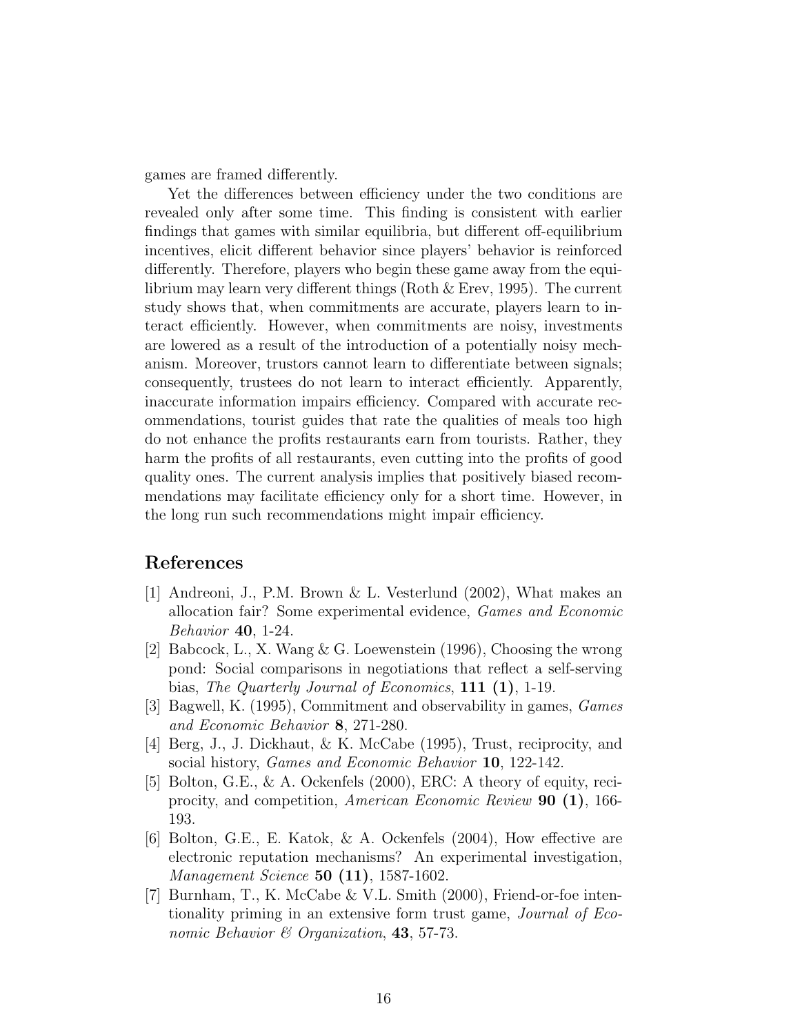games are framed differently.

Yet the differences between efficiency under the two conditions are revealed only after some time. This finding is consistent with earlier findings that games with similar equilibria, but different off-equilibrium incentives, elicit different behavior since players' behavior is reinforced differently. Therefore, players who begin these game away from the equilibrium may learn very different things (Roth & Erev, 1995). The current study shows that, when commitments are accurate, players learn to interact efficiently. However, when commitments are noisy, investments are lowered as a result of the introduction of a potentially noisy mechanism. Moreover, trustors cannot learn to differentiate between signals; consequently, trustees do not learn to interact efficiently. Apparently, inaccurate information impairs efficiency. Compared with accurate recommendations, tourist guides that rate the qualities of meals too high do not enhance the profits restaurants earn from tourists. Rather, they harm the profits of all restaurants, even cutting into the profits of good quality ones. The current analysis implies that positively biased recommendations may facilitate efficiency only for a short time. However, in the long run such recommendations might impair efficiency.

## References

[1] Andreoni, J., P.M. Brown & L. Vesterlund (2002), What makes an allocation fair? Some experimental evidence, *Games and Economic Behavior* **40**, 1-24.

[2] Babcock, L., X. Wang & G. Loewenstein (1996), Choosing the wrong pond: Social comparisons in negotiations that reflect a self-serving bias, *The Quarterly Journal of Economics*, **111 (1)**, 1-19.

[3] Bagwell, K. (1995), Commitment and observability in games, *Games and Economic Behavior* **8**, 271-280.

[4] Berg, J., J. Dickhaut, & K. McCabe (1995), Trust, reciprocity, and social history, *Games and Economic Behavior* **10**, 122-142.

[5] Bolton, G.E., & A. Ockenfels (2000), ERC: A theory of equity, reciprocity, and competition, *American Economic Review* **90 (1)**, 166-193.

[6] Bolton, G.E., E. Katok, & A. Ockenfels (2004), How effective are electronic reputation mechanisms? An experimental investigation, *Management Science* **50 (11)**, 1587-1602.

[7] Burnham, T., K. McCabe & V.L. Smith (2000), Friend-or-foe intentionality priming in an extensive form trust game, *Journal of Economic Behavior & Organization*, **43**, 57-73.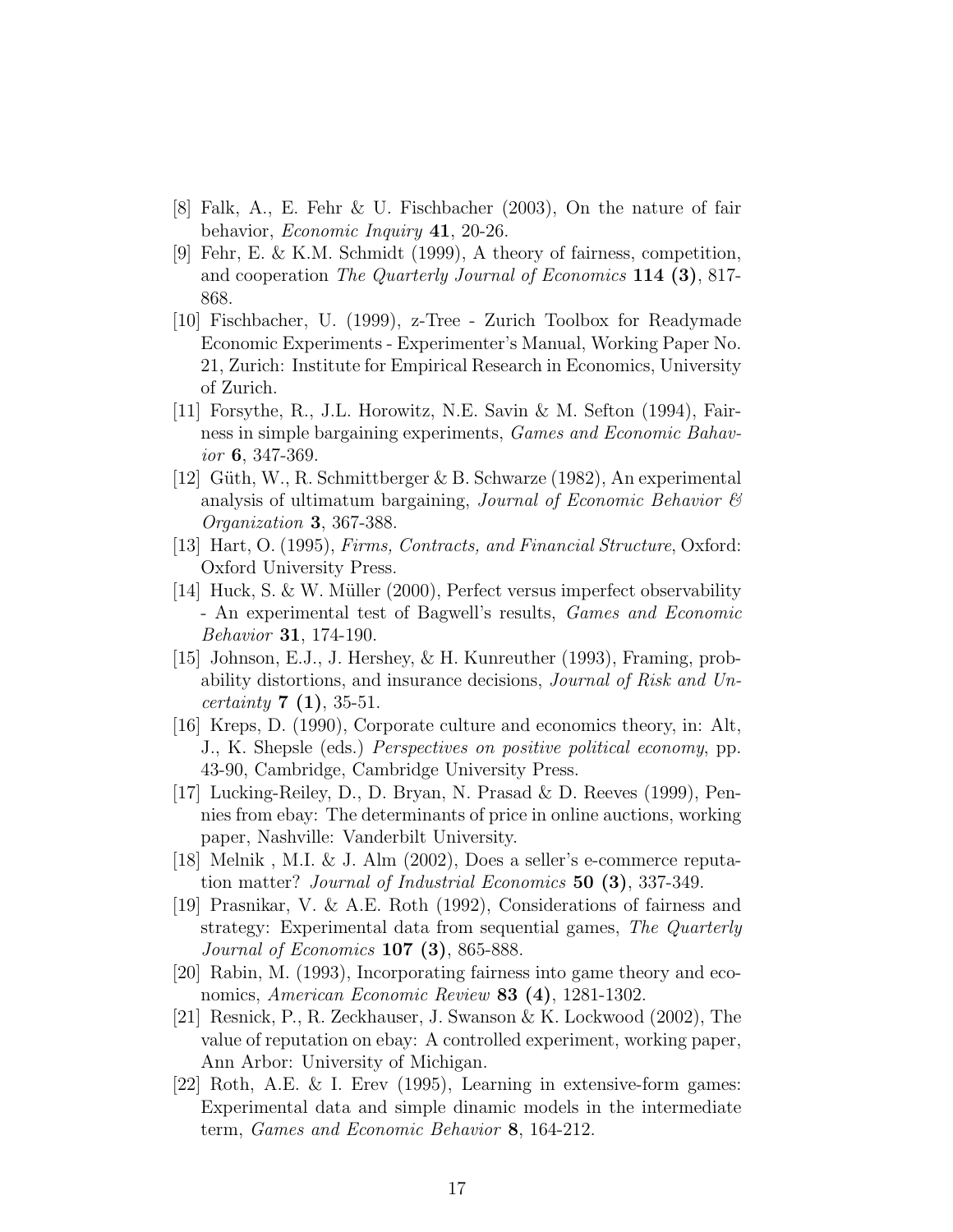[8] Falk, A., E. Fehr & U. Fischbacher (2003), On the nature of fair behavior, *Economic Inquiry* **41**, 20-26.

[9] Fehr, E. & K.M. Schmidt (1999), A theory of fairness, competition, and cooperation *The Quarterly Journal of Economics* **114 (3)**, 817-868.

[10] Fischbacher, U. (1999), z-Tree - Zurich Toolbox for Readymade Economic Experiments - Experimenter's Manual, Working Paper No. 21, Zurich: Institute for Empirical Research in Economics, University of Zurich.

[11] Forsythe, R., J.L. Horowitz, N.E. Savin & M. Sefton (1994), Fairness in simple bargaining experiments, *Games and Economic Bahavior* **6**, 347-369.

[12] Güth, W., R. Schmittberger & B. Schwarze (1982), An experimental analysis of ultimatum bargaining, *Journal of Economic Behavior & Organization* **3**, 367-388.

[13] Hart, O. (1995), *Firms, Contracts, and Financial Structure*, Oxford: Oxford University Press.

[14] Huck, S. & W. Müller (2000), Perfect versus imperfect observability - An experimental test of Bagwell's results, *Games and Economic Behavior* **31**, 174-190.

[15] Johnson, E.J., J. Hershey, & H. Kunreuther (1993), Framing, probability distortions, and insurance decisions, *Journal of Risk and Uncertainty* **7 (1)**, 35-51.

[16] Kreps, D. (1990), Corporate culture and economics theory, in: Alt, J., K. Shepsle (eds.) *Perspectives on positive political economy*, pp. 43-90, Cambridge, Cambridge University Press.

[17] Lucking-Reiley, D., D. Bryan, N. Prasad & D. Reeves (1999), Pennies from ebay: The determinants of price in online auctions, working paper, Nashville: Vanderbilt University.

[18] Melnik , M.I. & J. Alm (2002), Does a seller's e-commerce reputation matter? *Journal of Industrial Economics* **50 (3)**, 337-349.

[19] Prasnikar, V. & A.E. Roth (1992), Considerations of fairness and strategy: Experimental data from sequential games, *The Quarterly Journal of Economics* **107 (3)**, 865-888.

[20] Rabin, M. (1993), Incorporating fairness into game theory and economics, *American Economic Review* **83 (4)**, 1281-1302.

[21] Resnick, P., R. Zeckhauser, J. Swanson & K. Lockwood (2002), The value of reputation on ebay: A controlled experiment, working paper, Ann Arbor: University of Michigan.

[22] Roth, A.E. & I. Erev (1995), Learning in extensive-form games: Experimental data and simple dinamic models in the intermediate term, *Games and Economic Behavior* **8**, 164-212.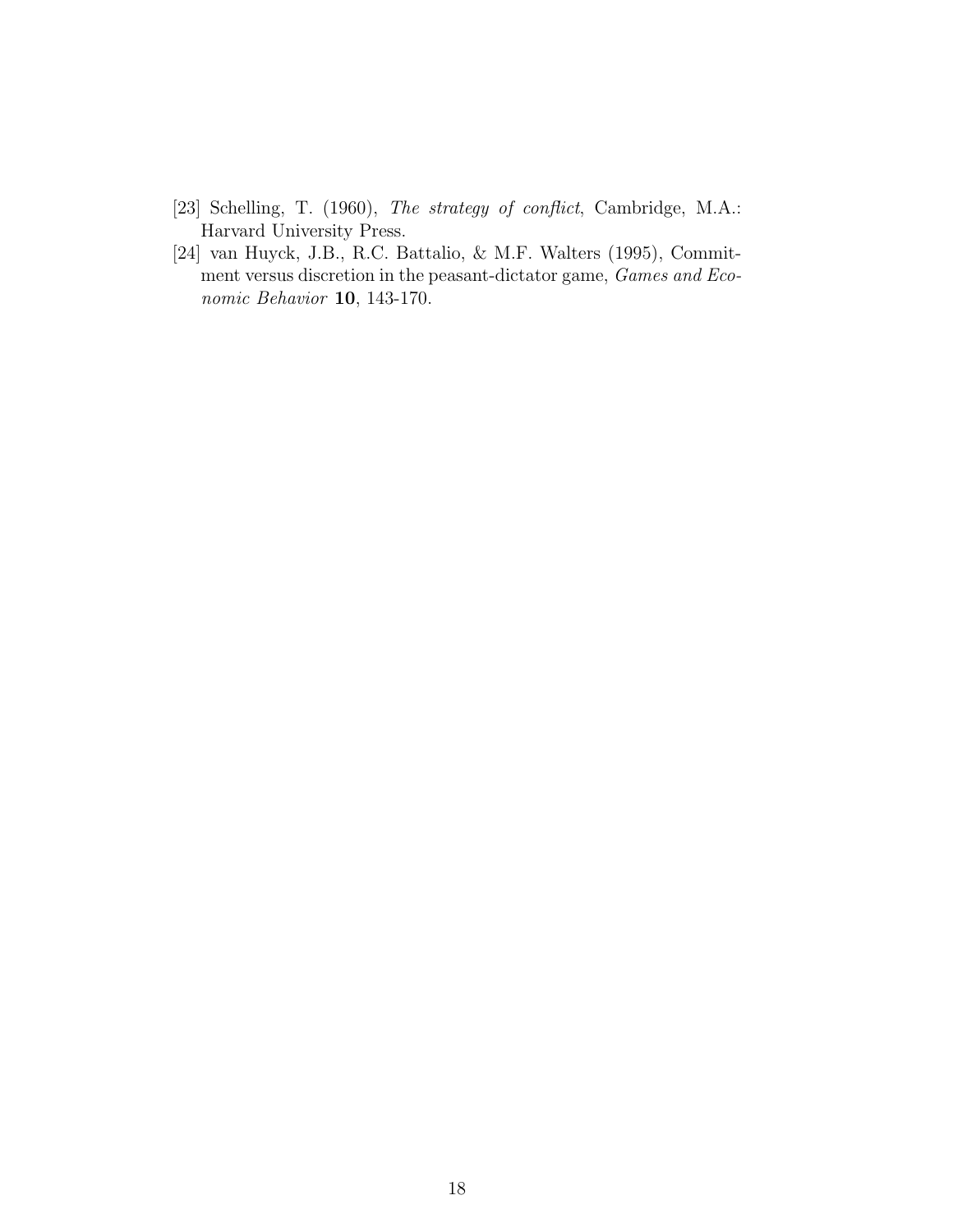[23] Schelling, T. (1960), *The strategy of conflict*, Cambridge, M.A.: Harvard University Press.

[24] van Huyck, J.B., R.C. Battalio, & M.F. Walters (1995), Commitment versus discretion in the peasant-dictator game, *Games and Economic Behavior* **10**, 143-170.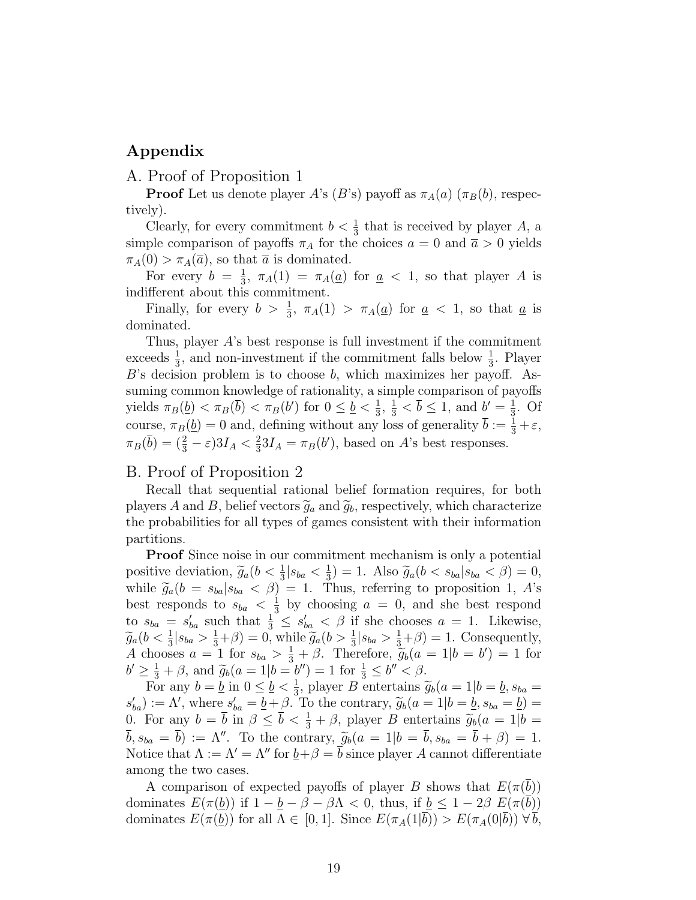## Appendix

### A. Proof of Proposition 1

**Proof** Let us denote player $A$'s ($B$'s) payoff as $\pi_A(a)$ ($\pi_B(b)$, respectively).

Clearly, for every commitment $b < \frac{1}{3}$ that is received by player $A$, a simple comparison of payoffs $\pi_A$ for the choices $a = 0$ and $\overline{a} > 0$ yields $\pi_A(0) > \pi_A(\overline{a})$, so that $\overline{a}$ is dominated.

For every $b = \frac{1}{3}$, $\pi_A(1) = \pi_A(\underline{a})$ for $\underline{a} < 1$, so that player $A$ is indifferent about this commitment.

Finally, for every $b > \frac{1}{3}$, $\pi_A(1) > \pi_A(\underline{a})$ for $\underline{a} < 1$, so that $\underline{a}$ is dominated.

Thus, player $A$'s best response is full investment if the commitment exceeds $\frac{1}{3}$, and non-investment if the commitment falls below $\frac{1}{3}$. Player $B$'s decision problem is to choose $b$, which maximizes her payoff. Assuming common knowledge of rationality, a simple comparison of payoffs yields $\pi_B(\underline{b}) < \pi_B(\overline{b}) < \pi_B(b')$ for $0 \leq \underline{b} < \frac{1}{3}$, $\frac{1}{3} < \overline{b} \leq 1$, and $b' = \frac{1}{3}$. Of course, $\pi_B(\underline{b}) = 0$ and, defining without any loss of generality $\overline{b} := \frac{1}{3} + \varepsilon$, $\pi_B(\overline{b}) = (\frac{2}{3} - \varepsilon)3I_A < \frac{2}{3}3I_A = \pi_B(b')$, based on $A$'s best responses.

### B. Proof of Proposition 2

Recall that sequential rational belief formation requires, for both players $A$ and $B$, belief vectors $\widetilde{g}_a$ and $\widetilde{g}_b$, respectively, which characterize the probabilities for all types of games consistent with their information partitions.

**Proof** Since noise in our commitment mechanism is only a potential positive deviation, $\widetilde{g}_a(b < \frac{1}{3} | s_{ba} < \frac{1}{3}) = 1$. Also $\widetilde{g}_a(b < s_{ba} | s_{ba} < \beta) = 0$, while $\widetilde{g}_a(b = s_{ba} | s_{ba} < \beta) = 1$. Thus, referring to proposition 1, $A$'s best responds to $s_{ba} < \frac{1}{3}$ by choosing $a = 0$, and she best respond to $s_{ba} = s'_{ba}$ such that $\frac{1}{3} \leq s'_{ba} < \beta$ if she chooses $a = 1$. Likewise, $\widetilde{g}_a(b < \frac{1}{3} | s_{ba} > \frac{1}{3} + \beta) = 0$, while $\widetilde{g}_a(b > \frac{1}{3} | s_{ba} > \frac{1}{3} + \beta) = 1$. Consequently, $A$ chooses $a = 1$ for $s_{ba} > \frac{1}{3} + \beta$. Therefore, $\widetilde{g}_b(a = 1 | b = b') = 1$ for $b' \geq \frac{1}{3} + \beta$, and $\widetilde{g}_b(a = 1 | b = b'') = 1$ for $\frac{1}{3} \leq b'' < \beta$.

For any $b = \underline{b}$ in $0 \leq \underline{b} < \frac{1}{3}$, player $B$ entertains $\widetilde{g}_b(a = 1 | b = \underline{b}, s_{ba} = s'_{ba}) := \Lambda'$, where $s'_{ba} = \underline{b} + \beta$. To the contrary, $\widetilde{g}_b(a = 1 | b = \underline{b}, s_{ba} = \underline{b}) = 0$. For any $b = \overline{b}$ in $\beta \leq \overline{b} < \frac{1}{3} + \beta$, player $B$ entertains $\widetilde{g}_b(a = 1 | b = \overline{b}, s_{ba} = \overline{b}) := \Lambda''$. To the contrary, $\widetilde{g}_b(a = 1 | b = \overline{b}, s_{ba} = \overline{b} + \beta) = 1$. Notice that $\Lambda := \Lambda' = \Lambda''$ for $\underline{b} + \beta = \overline{b}$ since player $A$ cannot differentiate among the two cases.

A comparison of expected payoffs of player $B$ shows that $E(\pi(\overline{b}))$ dominates $E(\pi(\underline{b}))$ if $1 - \underline{b} - \beta - \beta\Lambda < 0$, thus, if $\underline{b} \leq 1 - 2\beta$ $E(\pi(\overline{b}))$ dominates $E(\pi(\underline{b}))$ for all $\Lambda \in [0, 1]$. Since $E(\pi_A(1|\overline{b})) > E(\pi_A(0|\overline{b}))$ $\forall\, \overline{b}$,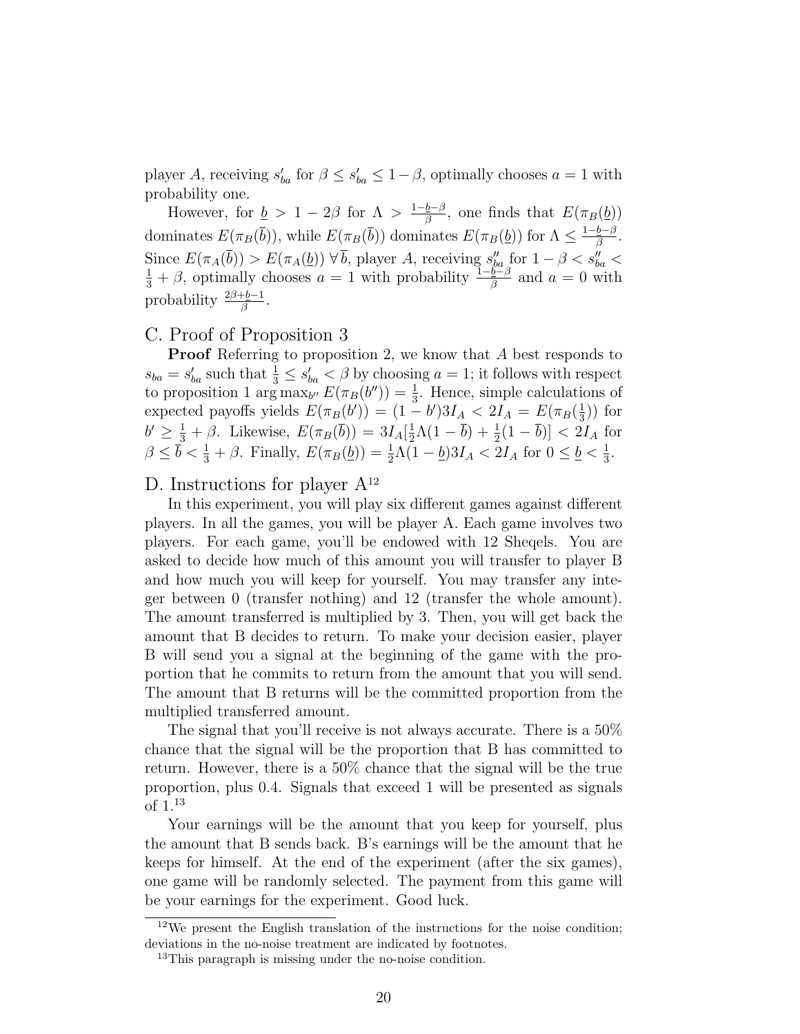player $A$, receiving $s'_{ba}$ for $\beta \leq s'_{ba} \leq 1-\beta$, optimally chooses $a = 1$ with probability one.

However, for $\underline{b} > 1 - 2\beta$ for $\Lambda > \frac{1-\underline{b}-\beta}{\beta}$, one finds that $E(\pi_B(\underline{b}))$ dominates $E(\pi_B(\overline{b}))$, while $E(\pi_B(\overline{b}))$ dominates $E(\pi_B(\underline{b}))$ for $\Lambda \leq \frac{1-\underline{b}-\beta}{\beta}$. Since $E(\pi_A(\overline{b})) > E(\pi_A(\underline{b}))\ \forall\, \overline{b}$, player $A$, receiving $s''_{ba}$ for $1-\beta < s''_{ba} < \frac{1}{3}+\beta$, optimally chooses $a = 1$ with probability $\frac{1-\underline{b}-\beta}{\beta}$ and $a = 0$ with probability $\frac{2\beta+\underline{b}-1}{\beta}$.

## C. Proof of Proposition 3

**Proof** Referring to proposition 2, we know that $A$ best responds to $s_{ba} = s'_{ba}$ such that $\frac{1}{3} \leq s'_{ba} < \beta$ by choosing $a = 1$; it follows with respect to proposition 1 $\arg\max_{b''} E(\pi_B(b'')) = \frac{1}{3}$. Hence, simple calculations of expected payoffs yields $E(\pi_B(b')) = (1-b')3I_A < 2I_A = E(\pi_B(\frac{1}{3}))$ for $b' \geq \frac{1}{3}+\beta$. Likewise, $E(\pi_B(\overline{b})) = 3I_A[\frac{1}{2}\Lambda(1-\overline{b}) + \frac{1}{2}(1-\overline{b})] < 2I_A$ for $\beta \leq \overline{b} < \frac{1}{3}+\beta$. Finally, $E(\pi_B(\underline{b})) = \frac{1}{2}\Lambda(1-\underline{b})3I_A < 2I_A$ for $0 \leq \underline{b} < \frac{1}{3}$.

## D. Instructions for player A[12]

In this experiment, you will play six different games against different players. In all the games, you will be player A. Each game involves two players. For each game, you'll be endowed with 12 Sheqels. You are asked to decide how much of this amount you will transfer to player B and how much you will keep for yourself. You may transfer any integer between 0 (transfer nothing) and 12 (transfer the whole amount). The amount transferred is multiplied by 3. Then, you will get back the amount that B decides to return. To make your decision easier, player B will send you a signal at the beginning of the game with the proportion that he commits to return from the amount that you will send. The amount that B returns will be the committed proportion from the multiplied transferred amount.

The signal that you'll receive is not always accurate. There is a 50% chance that the signal will be the proportion that B has committed to return. However, there is a 50% chance that the signal will be the true proportion, plus 0.4. Signals that exceed 1 will be presented as signals of 1.[13]

Your earnings will be the amount that you keep for yourself, plus the amount that B sends back. B's earnings will be the amount that he keeps for himself. At the end of the experiment (after the six games), one game will be randomly selected. The payment from this game will be your earnings for the experiment. Good luck.

[12] We present the English translation of the instructions for the noise condition; deviations in the no-noise treatment are indicated by footnotes.

[13] This paragraph is missing under the no-noise condition.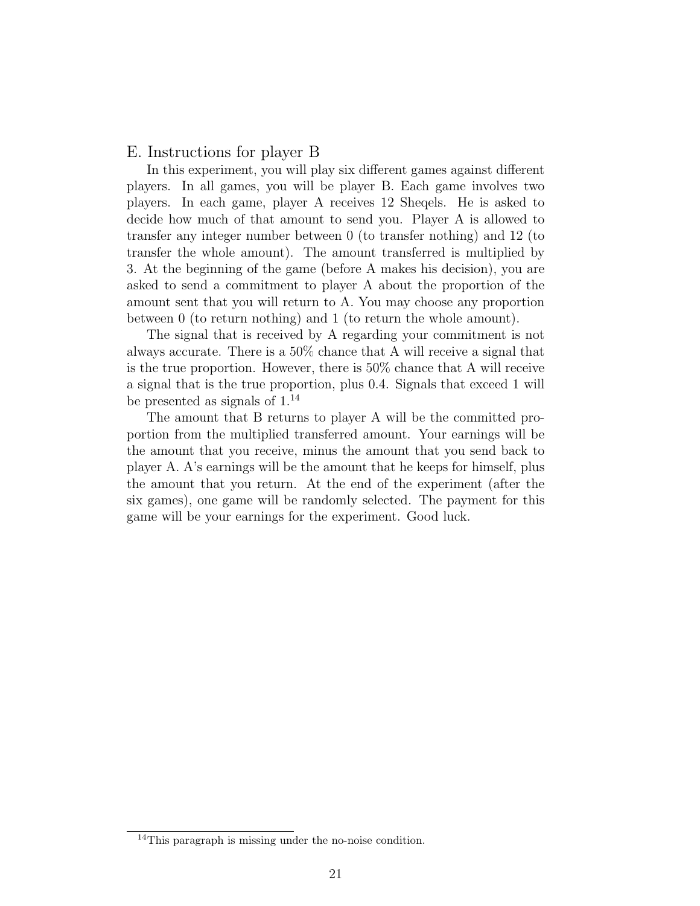## E. Instructions for player B

In this experiment, you will play six different games against different players. In all games, you will be player B. Each game involves two players. In each game, player A receives 12 Sheqels. He is asked to decide how much of that amount to send you. Player A is allowed to transfer any integer number between 0 (to transfer nothing) and 12 (to transfer the whole amount). The amount transferred is multiplied by 3. At the beginning of the game (before A makes his decision), you are asked to send a commitment to player A about the proportion of the amount sent that you will return to A. You may choose any proportion between 0 (to return nothing) and 1 (to return the whole amount).

The signal that is received by A regarding your commitment is not always accurate. There is a 50% chance that A will receive a signal that is the true proportion. However, there is 50% chance that A will receive a signal that is the true proportion, plus 0.4. Signals that exceed 1 will be presented as signals of 1.[14]

The amount that B returns to player A will be the committed proportion from the multiplied transferred amount. Your earnings will be the amount that you receive, minus the amount that you send back to player A. A's earnings will be the amount that he keeps for himself, plus the amount that you return. At the end of the experiment (after the six games), one game will be randomly selected. The payment for this game will be your earnings for the experiment. Good luck.

[14] This paragraph is missing under the no-noise condition.